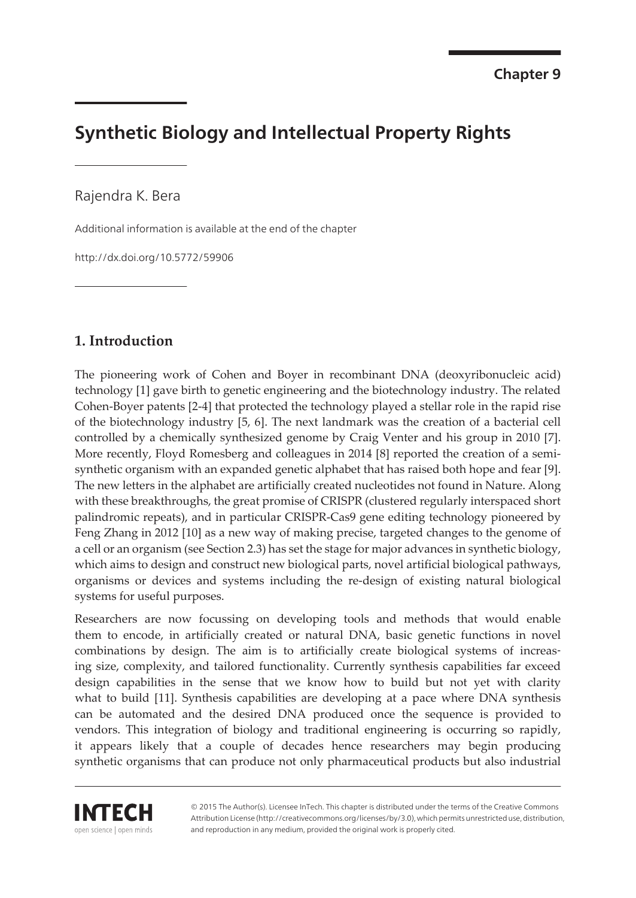Chapter 9

# Synthetic Biology and Intellectual Property Rights

Rajendra K. Bera

Additional information is available at the end of the chapter

http://dx.doi.org/10.5772/59906

## 1. Introduction

The pioneering work of Cohen and Boyer in recombinant DNA (deoxyribonucleic acid) technology [1] gave birth to genetic engineering and the biotechnology industry. The related Cohen-Boyer patents [2-4] that protected the technology played a stellar role in the rapid rise of the biotechnology industry [5, 6]. The next landmark was the creation of a bacterial cell controlled by a chemically synthesized genome by Craig Venter and his group in 2010 [7]. More recently, Floyd Romesberg and colleagues in 2014 [8] reported the creation of a semi-synthetic organism with an expanded genetic alphabet that has raised both hope and fear [9]. The new letters in the alphabet are artificially created nucleotides not found in Nature. Along with these breakthroughs, the great promise of CRISPR (clustered regularly interspaced short palindromic repeats), and in particular CRISPR-Cas9 gene editing technology pioneered by Feng Zhang in 2012 [10] as a new way of making precise, targeted changes to the genome of a cell or an organism (see Section 2.3) has set the stage for major advances in synthetic biology, which aims to design and construct new biological parts, novel artificial biological pathways, organisms or devices and systems including the re-design of existing natural biological systems for useful purposes.

Researchers are now focussing on developing tools and methods that would enable them to encode, in artificially created or natural DNA, basic genetic functions in novel combinations by design. The aim is to artificially create biological systems of increasing size, complexity, and tailored functionality. Currently synthesis capabilities far exceed design capabilities in the sense that we know how to build but not yet with clarity what to build [11]. Synthesis capabilities are developing at a pace where DNA synthesis can be automated and the desired DNA produced once the sequence is provided to vendors. This integration of biology and traditional engineering is occurring so rapidly, it appears likely that a couple of decades hence researchers may begin producing synthetic organisms that can produce not only pharmaceutical products but also industrial

© 2015 The Author(s). Licensee InTech. This chapter is distributed under the terms of the Creative Commons Attribution License (http://creativecommons.org/licenses/by/3.0), which permits unrestricted use, distribution, and reproduction in any medium, provided the original work is properly cited.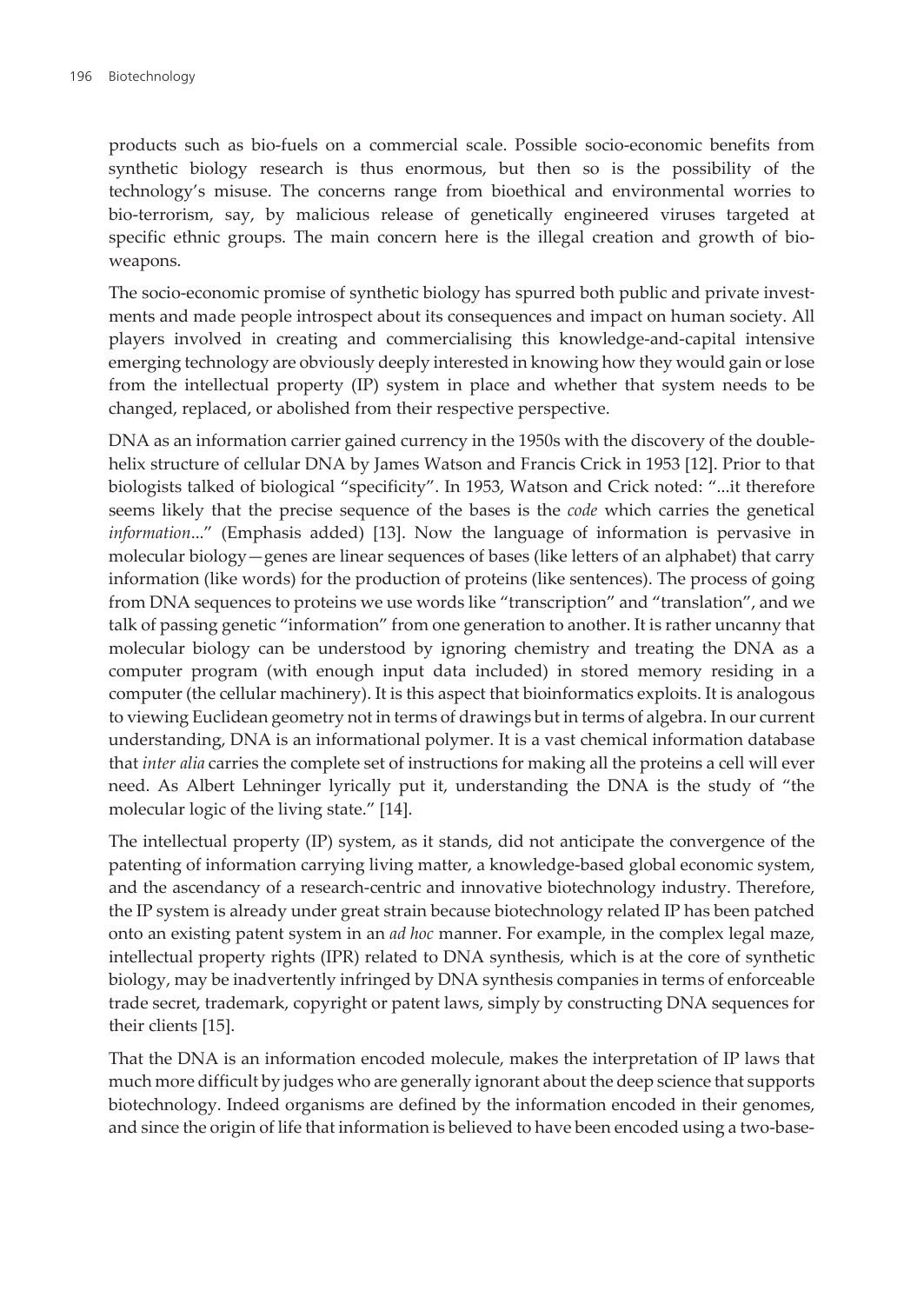products such as bio-fuels on a commercial scale. Possible socio-economic benefits from synthetic biology research is thus enormous, but then so is the possibility of the technology's misuse. The concerns range from bioethical and environmental worries to bio-terrorism, say, by malicious release of genetically engineered viruses targeted at specific ethnic groups. The main concern here is the illegal creation and growth of bio-weapons.

The socio-economic promise of synthetic biology has spurred both public and private investments and made people introspect about its consequences and impact on human society. All players involved in creating and commercialising this knowledge-and-capital intensive emerging technology are obviously deeply interested in knowing how they would gain or lose from the intellectual property (IP) system in place and whether that system needs to be changed, replaced, or abolished from their respective perspective.

DNA as an information carrier gained currency in the 1950s with the discovery of the double-helix structure of cellular DNA by James Watson and Francis Crick in 1953 [12]. Prior to that biologists talked of biological "specificity". In 1953, Watson and Crick noted: "...it therefore seems likely that the precise sequence of the bases is the *code* which carries the genetical *information*..." (Emphasis added) [13]. Now the language of information is pervasive in molecular biology—genes are linear sequences of bases (like letters of an alphabet) that carry information (like words) for the production of proteins (like sentences). The process of going from DNA sequences to proteins we use words like "transcription" and "translation", and we talk of passing genetic "information" from one generation to another. It is rather uncanny that molecular biology can be understood by ignoring chemistry and treating the DNA as a computer program (with enough input data included) in stored memory residing in a computer (the cellular machinery). It is this aspect that bioinformatics exploits. It is analogous to viewing Euclidean geometry not in terms of drawings but in terms of algebra. In our current understanding, DNA is an informational polymer. It is a vast chemical information database that *inter alia* carries the complete set of instructions for making all the proteins a cell will ever need. As Albert Lehninger lyrically put it, understanding the DNA is the study of "the molecular logic of the living state." [14].

The intellectual property (IP) system, as it stands, did not anticipate the convergence of the patenting of information carrying living matter, a knowledge-based global economic system, and the ascendancy of a research-centric and innovative biotechnology industry. Therefore, the IP system is already under great strain because biotechnology related IP has been patched onto an existing patent system in an *ad hoc* manner. For example, in the complex legal maze, intellectual property rights (IPR) related to DNA synthesis, which is at the core of synthetic biology, may be inadvertently infringed by DNA synthesis companies in terms of enforceable trade secret, trademark, copyright or patent laws, simply by constructing DNA sequences for their clients [15].

That the DNA is an information encoded molecule, makes the interpretation of IP laws that much more difficult by judges who are generally ignorant about the deep science that supports biotechnology. Indeed organisms are defined by the information encoded in their genomes, and since the origin of life that information is believed to have been encoded using a two-base-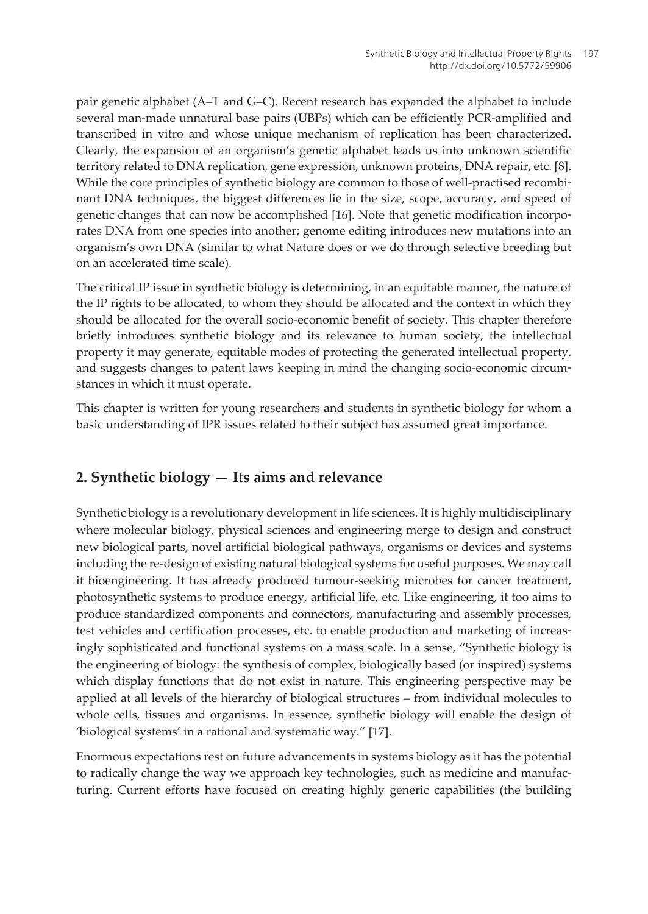pair genetic alphabet (A–T and G–C). Recent research has expanded the alphabet to include several man-made unnatural base pairs (UBPs) which can be efficiently PCR-amplified and transcribed in vitro and whose unique mechanism of replication has been characterized. Clearly, the expansion of an organism's genetic alphabet leads us into unknown scientific territory related to DNA replication, gene expression, unknown proteins, DNA repair, etc. [8]. While the core principles of synthetic biology are common to those of well-practised recombinant DNA techniques, the biggest differences lie in the size, scope, accuracy, and speed of genetic changes that can now be accomplished [16]. Note that genetic modification incorporates DNA from one species into another; genome editing introduces new mutations into an organism's own DNA (similar to what Nature does or we do through selective breeding but on an accelerated time scale).

The critical IP issue in synthetic biology is determining, in an equitable manner, the nature of the IP rights to be allocated, to whom they should be allocated and the context in which they should be allocated for the overall socio-economic benefit of society. This chapter therefore briefly introduces synthetic biology and its relevance to human society, the intellectual property it may generate, equitable modes of protecting the generated intellectual property, and suggests changes to patent laws keeping in mind the changing socio-economic circumstances in which it must operate.

This chapter is written for young researchers and students in synthetic biology for whom a basic understanding of IPR issues related to their subject has assumed great importance.

## 2. Synthetic biology — Its aims and relevance

Synthetic biology is a revolutionary development in life sciences. It is highly multidisciplinary where molecular biology, physical sciences and engineering merge to design and construct new biological parts, novel artificial biological pathways, organisms or devices and systems including the re-design of existing natural biological systems for useful purposes. We may call it bioengineering. It has already produced tumour-seeking microbes for cancer treatment, photosynthetic systems to produce energy, artificial life, etc. Like engineering, it too aims to produce standardized components and connectors, manufacturing and assembly processes, test vehicles and certification processes, etc. to enable production and marketing of increasingly sophisticated and functional systems on a mass scale. In a sense, "Synthetic biology is the engineering of biology: the synthesis of complex, biologically based (or inspired) systems which display functions that do not exist in nature. This engineering perspective may be applied at all levels of the hierarchy of biological structures – from individual molecules to whole cells, tissues and organisms. In essence, synthetic biology will enable the design of 'biological systems' in a rational and systematic way." [17].

Enormous expectations rest on future advancements in systems biology as it has the potential to radically change the way we approach key technologies, such as medicine and manufacturing. Current efforts have focused on creating highly generic capabilities (the building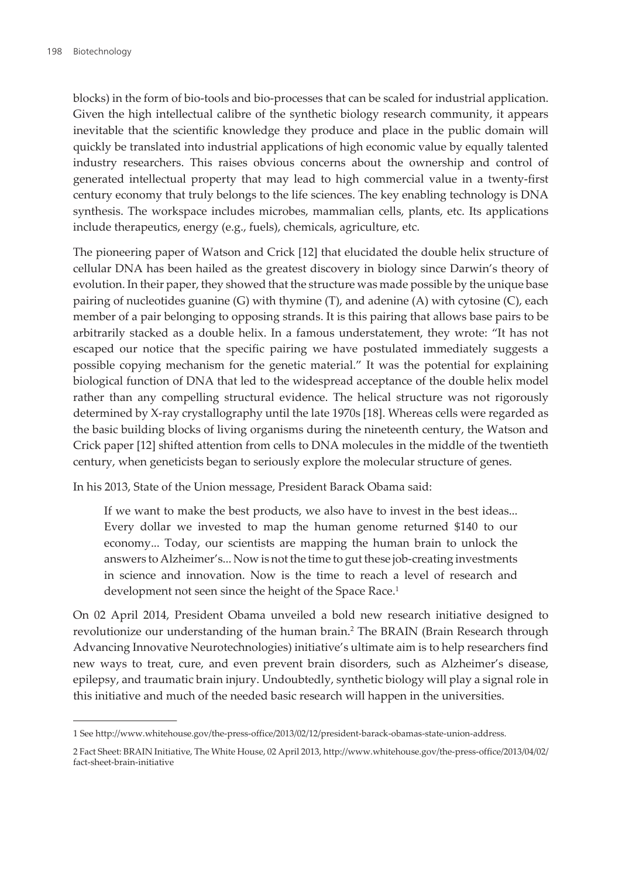blocks) in the form of bio-tools and bio-processes that can be scaled for industrial application. Given the high intellectual calibre of the synthetic biology research community, it appears inevitable that the scientific knowledge they produce and place in the public domain will quickly be translated into industrial applications of high economic value by equally talented industry researchers. This raises obvious concerns about the ownership and control of generated intellectual property that may lead to high commercial value in a twenty-first century economy that truly belongs to the life sciences. The key enabling technology is DNA synthesis. The workspace includes microbes, mammalian cells, plants, etc. Its applications include therapeutics, energy (e.g., fuels), chemicals, agriculture, etc.

The pioneering paper of Watson and Crick [12] that elucidated the double helix structure of cellular DNA has been hailed as the greatest discovery in biology since Darwin's theory of evolution. In their paper, they showed that the structure was made possible by the unique base pairing of nucleotides guanine (G) with thymine (T), and adenine (A) with cytosine (C), each member of a pair belonging to opposing strands. It is this pairing that allows base pairs to be arbitrarily stacked as a double helix. In a famous understatement, they wrote: "It has not escaped our notice that the specific pairing we have postulated immediately suggests a possible copying mechanism for the genetic material." It was the potential for explaining biological function of DNA that led to the widespread acceptance of the double helix model rather than any compelling structural evidence. The helical structure was not rigorously determined by X-ray crystallography until the late 1970s [18]. Whereas cells were regarded as the basic building blocks of living organisms during the nineteenth century, the Watson and Crick paper [12] shifted attention from cells to DNA molecules in the middle of the twentieth century, when geneticists began to seriously explore the molecular structure of genes.

In his 2013, State of the Union message, President Barack Obama said:

> If we want to make the best products, we also have to invest in the best ideas... Every dollar we invested to map the human genome returned $140 to our economy... Today, our scientists are mapping the human brain to unlock the answers to Alzheimer's... Now is not the time to gut these job-creating investments in science and innovation. Now is the time to reach a level of research and development not seen since the height of the Space Race.[1]

On 02 April 2014, President Obama unveiled a bold new research initiative designed to revolutionize our understanding of the human brain.[2] The BRAIN (Brain Research through Advancing Innovative Neurotechnologies) initiative's ultimate aim is to help researchers find new ways to treat, cure, and even prevent brain disorders, such as Alzheimer's disease, epilepsy, and traumatic brain injury. Undoubtedly, synthetic biology will play a signal role in this initiative and much of the needed basic research will happen in the universities.

---

1 See http://www.whitehouse.gov/the-press-office/2013/02/12/president-barack-obamas-state-union-address.

2 Fact Sheet: BRAIN Initiative, The White House, 02 April 2013, http://www.whitehouse.gov/the-press-office/2013/04/02/fact-sheet-brain-initiative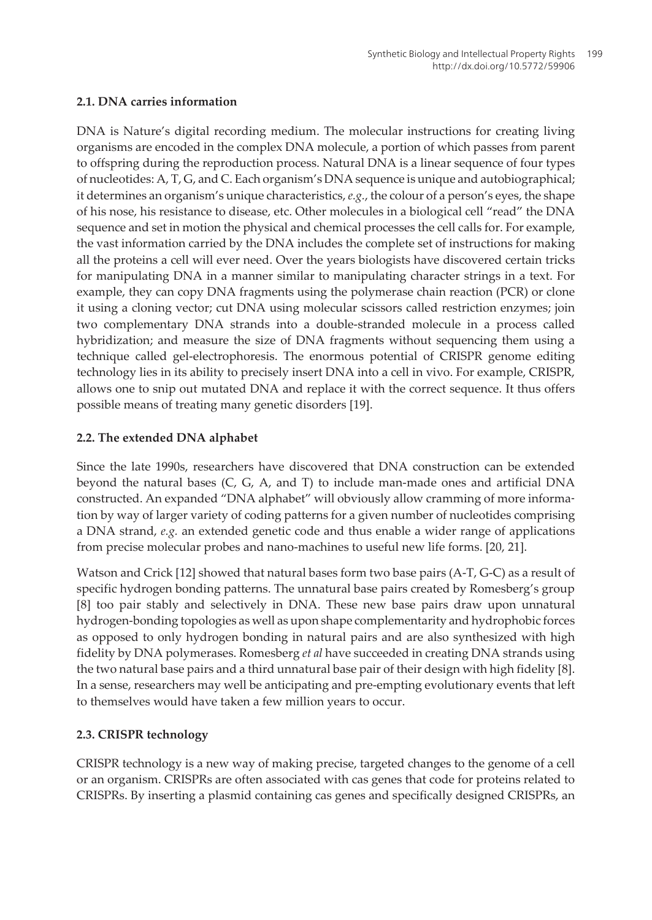### 2.1. DNA carries information

DNA is Nature's digital recording medium. The molecular instructions for creating living organisms are encoded in the complex DNA molecule, a portion of which passes from parent to offspring during the reproduction process. Natural DNA is a linear sequence of four types of nucleotides: A, T, G, and C. Each organism's DNA sequence is unique and autobiographical; it determines an organism's unique characteristics, *e.g.*, the colour of a person's eyes, the shape of his nose, his resistance to disease, etc. Other molecules in a biological cell "read" the DNA sequence and set in motion the physical and chemical processes the cell calls for. For example, the vast information carried by the DNA includes the complete set of instructions for making all the proteins a cell will ever need. Over the years biologists have discovered certain tricks for manipulating DNA in a manner similar to manipulating character strings in a text. For example, they can copy DNA fragments using the polymerase chain reaction (PCR) or clone it using a cloning vector; cut DNA using molecular scissors called restriction enzymes; join two complementary DNA strands into a double-stranded molecule in a process called hybridization; and measure the size of DNA fragments without sequencing them using a technique called gel-electrophoresis. The enormous potential of CRISPR genome editing technology lies in its ability to precisely insert DNA into a cell in vivo. For example, CRISPR, allows one to snip out mutated DNA and replace it with the correct sequence. It thus offers possible means of treating many genetic disorders [19].

### 2.2. The extended DNA alphabet

Since the late 1990s, researchers have discovered that DNA construction can be extended beyond the natural bases (C, G, A, and T) to include man-made ones and artificial DNA constructed. An expanded "DNA alphabet" will obviously allow cramming of more information by way of larger variety of coding patterns for a given number of nucleotides comprising a DNA strand, *e.g.* an extended genetic code and thus enable a wider range of applications from precise molecular probes and nano-machines to useful new life forms. [20, 21].

Watson and Crick [12] showed that natural bases form two base pairs (A-T, G-C) as a result of specific hydrogen bonding patterns. The unnatural base pairs created by Romesberg's group [8] too pair stably and selectively in DNA. These new base pairs draw upon unnatural hydrogen-bonding topologies as well as upon shape complementarity and hydrophobic forces as opposed to only hydrogen bonding in natural pairs and are also synthesized with high fidelity by DNA polymerases. Romesberg *et al* have succeeded in creating DNA strands using the two natural base pairs and a third unnatural base pair of their design with high fidelity [8]. In a sense, researchers may well be anticipating and pre-empting evolutionary events that left to themselves would have taken a few million years to occur.

### 2.3. CRISPR technology

CRISPR technology is a new way of making precise, targeted changes to the genome of a cell or an organism. CRISPRs are often associated with cas genes that code for proteins related to CRISPRs. By inserting a plasmid containing cas genes and specifically designed CRISPRs, an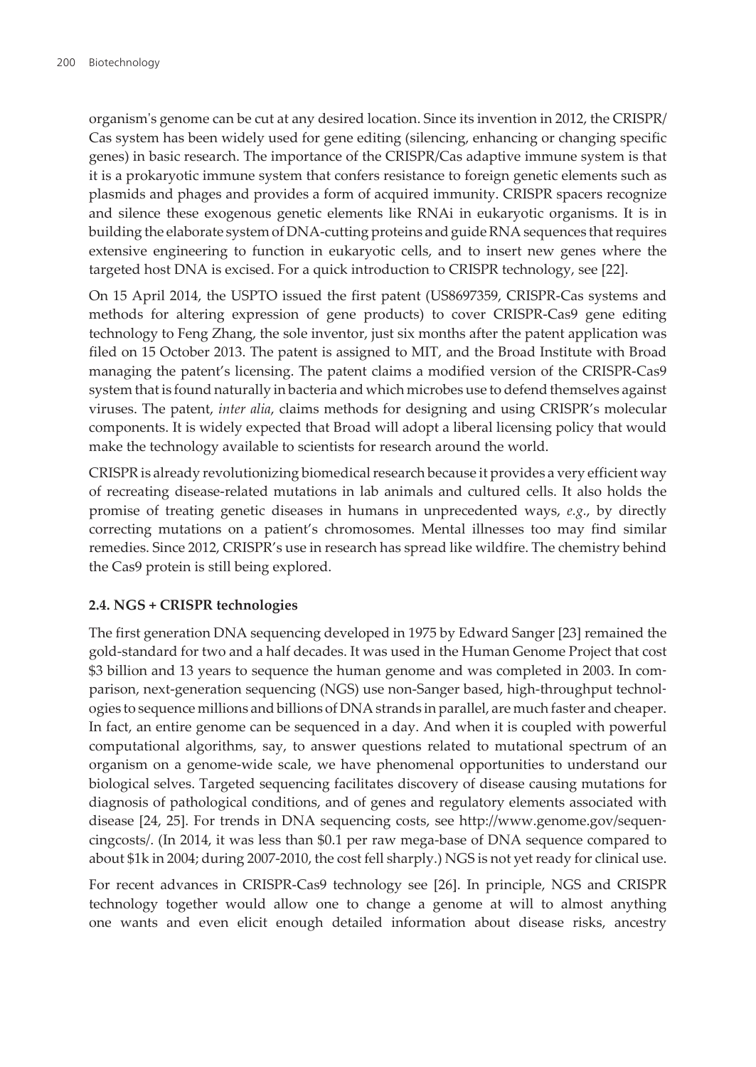organism's genome can be cut at any desired location. Since its invention in 2012, the CRISPR/Cas system has been widely used for gene editing (silencing, enhancing or changing specific genes) in basic research. The importance of the CRISPR/Cas adaptive immune system is that it is a prokaryotic immune system that confers resistance to foreign genetic elements such as plasmids and phages and provides a form of acquired immunity. CRISPR spacers recognize and silence these exogenous genetic elements like RNAi in eukaryotic organisms. It is in building the elaborate system of DNA-cutting proteins and guide RNA sequences that requires extensive engineering to function in eukaryotic cells, and to insert new genes where the targeted host DNA is excised. For a quick introduction to CRISPR technology, see [22].

On 15 April 2014, the USPTO issued the first patent (US8697359, CRISPR-Cas systems and methods for altering expression of gene products) to cover CRISPR-Cas9 gene editing technology to Feng Zhang, the sole inventor, just six months after the patent application was filed on 15 October 2013. The patent is assigned to MIT, and the Broad Institute with Broad managing the patent's licensing. The patent claims a modified version of the CRISPR-Cas9 system that is found naturally in bacteria and which microbes use to defend themselves against viruses. The patent, *inter alia*, claims methods for designing and using CRISPR's molecular components. It is widely expected that Broad will adopt a liberal licensing policy that would make the technology available to scientists for research around the world.

CRISPR is already revolutionizing biomedical research because it provides a very efficient way of recreating disease-related mutations in lab animals and cultured cells. It also holds the promise of treating genetic diseases in humans in unprecedented ways, *e.g.*, by directly correcting mutations on a patient's chromosomes. Mental illnesses too may find similar remedies. Since 2012, CRISPR's use in research has spread like wildfire. The chemistry behind the Cas9 protein is still being explored.

### 2.4. NGS + CRISPR technologies

The first generation DNA sequencing developed in 1975 by Edward Sanger [23] remained the gold-standard for two and a half decades. It was used in the Human Genome Project that cost \$3 billion and 13 years to sequence the human genome and was completed in 2003. In comparison, next-generation sequencing (NGS) use non-Sanger based, high-throughput technologies to sequence millions and billions of DNA strands in parallel, are much faster and cheaper. In fact, an entire genome can be sequenced in a day. And when it is coupled with powerful computational algorithms, say, to answer questions related to mutational spectrum of an organism on a genome-wide scale, we have phenomenal opportunities to understand our biological selves. Targeted sequencing facilitates discovery of disease causing mutations for diagnosis of pathological conditions, and of genes and regulatory elements associated with disease [24, 25]. For trends in DNA sequencing costs, see http://www.genome.gov/sequencingcosts/. (In 2014, it was less than \$0.1 per raw mega-base of DNA sequence compared to about \$1k in 2004; during 2007-2010, the cost fell sharply.) NGS is not yet ready for clinical use.

For recent advances in CRISPR-Cas9 technology see [26]. In principle, NGS and CRISPR technology together would allow one to change a genome at will to almost anything one wants and even elicit enough detailed information about disease risks, ancestry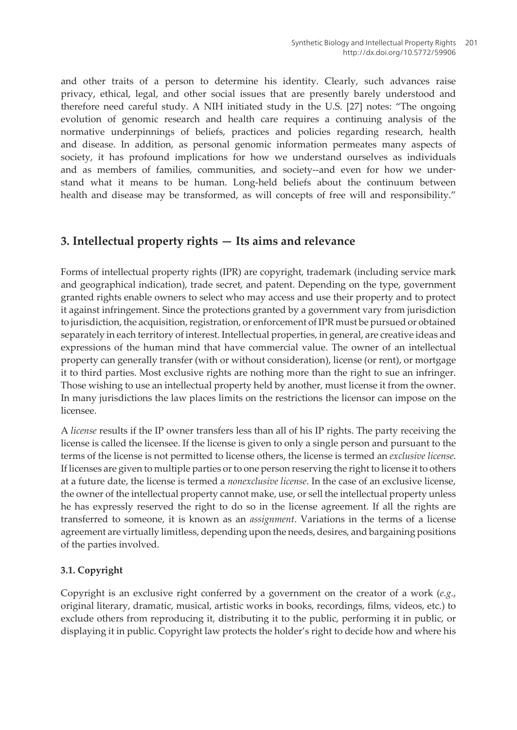and other traits of a person to determine his identity. Clearly, such advances raise privacy, ethical, legal, and other social issues that are presently barely understood and therefore need careful study. A NIH initiated study in the U.S. [27] notes: "The ongoing evolution of genomic research and health care requires a continuing analysis of the normative underpinnings of beliefs, practices and policies regarding research, health and disease. In addition, as personal genomic information permeates many aspects of society, it has profound implications for how we understand ourselves as individuals and as members of families, communities, and society--and even for how we understand what it means to be human. Long-held beliefs about the continuum between health and disease may be transformed, as will concepts of free will and responsibility."

## 3. Intellectual property rights — Its aims and relevance

Forms of intellectual property rights (IPR) are copyright, trademark (including service mark and geographical indication), trade secret, and patent. Depending on the type, government granted rights enable owners to select who may access and use their property and to protect it against infringement. Since the protections granted by a government vary from jurisdiction to jurisdiction, the acquisition, registration, or enforcement of IPR must be pursued or obtained separately in each territory of interest. Intellectual properties, in general, are creative ideas and expressions of the human mind that have commercial value. The owner of an intellectual property can generally transfer (with or without consideration), license (or rent), or mortgage it to third parties. Most exclusive rights are nothing more than the right to sue an infringer. Those wishing to use an intellectual property held by another, must license it from the owner. In many jurisdictions the law places limits on the restrictions the licensor can impose on the licensee.

A *license* results if the IP owner transfers less than all of his IP rights. The party receiving the license is called the licensee. If the license is given to only a single person and pursuant to the terms of the license is not permitted to license others, the license is termed an *exclusive license*. If licenses are given to multiple parties or to one person reserving the right to license it to others at a future date, the license is termed a *nonexclusive license*. In the case of an exclusive license, the owner of the intellectual property cannot make, use, or sell the intellectual property unless he has expressly reserved the right to do so in the license agreement. If all the rights are transferred to someone, it is known as an *assignment*. Variations in the terms of a license agreement are virtually limitless, depending upon the needs, desires, and bargaining positions of the parties involved.

### 3.1. Copyright

Copyright is an exclusive right conferred by a government on the creator of a work (*e.g.*, original literary, dramatic, musical, artistic works in books, recordings, films, videos, etc.) to exclude others from reproducing it, distributing it to the public, performing it in public, or displaying it in public. Copyright law protects the holder's right to decide how and where his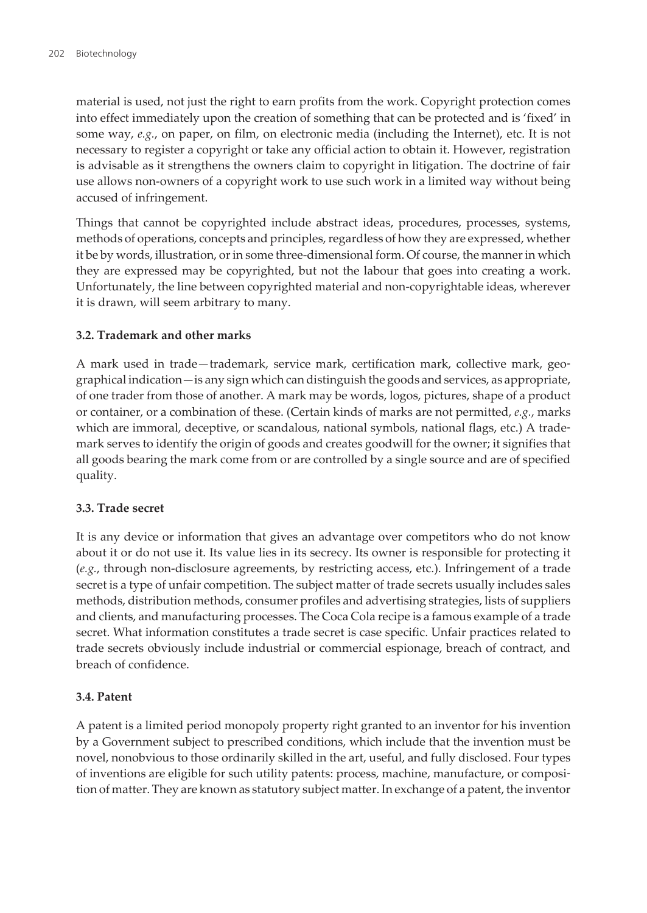material is used, not just the right to earn profits from the work. Copyright protection comes into effect immediately upon the creation of something that can be protected and is 'fixed' in some way, *e.g.*, on paper, on film, on electronic media (including the Internet), etc. It is not necessary to register a copyright or take any official action to obtain it. However, registration is advisable as it strengthens the owners claim to copyright in litigation. The doctrine of fair use allows non-owners of a copyright work to use such work in a limited way without being accused of infringement.

Things that cannot be copyrighted include abstract ideas, procedures, processes, systems, methods of operations, concepts and principles, regardless of how they are expressed, whether it be by words, illustration, or in some three-dimensional form. Of course, the manner in which they are expressed may be copyrighted, but not the labour that goes into creating a work. Unfortunately, the line between copyrighted material and non-copyrightable ideas, wherever it is drawn, will seem arbitrary to many.

### 3.2. Trademark and other marks

A mark used in trade—trademark, service mark, certification mark, collective mark, geographical indication—is any sign which can distinguish the goods and services, as appropriate, of one trader from those of another. A mark may be words, logos, pictures, shape of a product or container, or a combination of these. (Certain kinds of marks are not permitted, *e.g.*, marks which are immoral, deceptive, or scandalous, national symbols, national flags, etc.) A trademark serves to identify the origin of goods and creates goodwill for the owner; it signifies that all goods bearing the mark come from or are controlled by a single source and are of specified quality.

### 3.3. Trade secret

It is any device or information that gives an advantage over competitors who do not know about it or do not use it. Its value lies in its secrecy. Its owner is responsible for protecting it (*e.g.*, through non-disclosure agreements, by restricting access, etc.). Infringement of a trade secret is a type of unfair competition. The subject matter of trade secrets usually includes sales methods, distribution methods, consumer profiles and advertising strategies, lists of suppliers and clients, and manufacturing processes. The Coca Cola recipe is a famous example of a trade secret. What information constitutes a trade secret is case specific. Unfair practices related to trade secrets obviously include industrial or commercial espionage, breach of contract, and breach of confidence.

### 3.4. Patent

A patent is a limited period monopoly property right granted to an inventor for his invention by a Government subject to prescribed conditions, which include that the invention must be novel, nonobvious to those ordinarily skilled in the art, useful, and fully disclosed. Four types of inventions are eligible for such utility patents: process, machine, manufacture, or composition of matter. They are known as statutory subject matter. In exchange of a patent, the inventor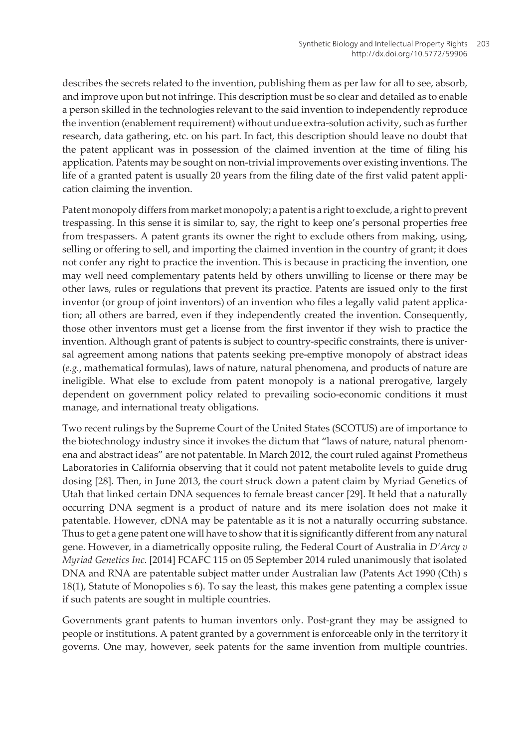describes the secrets related to the invention, publishing them as per law for all to see, absorb, and improve upon but not infringe. This description must be so clear and detailed as to enable a person skilled in the technologies relevant to the said invention to independently reproduce the invention (enablement requirement) without undue extra-solution activity, such as further research, data gathering, etc. on his part. In fact, this description should leave no doubt that the patent applicant was in possession of the claimed invention at the time of filing his application. Patents may be sought on non-trivial improvements over existing inventions. The life of a granted patent is usually 20 years from the filing date of the first valid patent application claiming the invention.

Patent monopoly differs from market monopoly; a patent is a right to exclude, a right to prevent trespassing. In this sense it is similar to, say, the right to keep one's personal properties free from trespassers. A patent grants its owner the right to exclude others from making, using, selling or offering to sell, and importing the claimed invention in the country of grant; it does not confer any right to practice the invention. This is because in practicing the invention, one may well need complementary patents held by others unwilling to license or there may be other laws, rules or regulations that prevent its practice. Patents are issued only to the first inventor (or group of joint inventors) of an invention who files a legally valid patent application; all others are barred, even if they independently created the invention. Consequently, those other inventors must get a license from the first inventor if they wish to practice the invention. Although grant of patents is subject to country-specific constraints, there is universal agreement among nations that patents seeking pre-emptive monopoly of abstract ideas (*e.g.*, mathematical formulas), laws of nature, natural phenomena, and products of nature are ineligible. What else to exclude from patent monopoly is a national prerogative, largely dependent on government policy related to prevailing socio-economic conditions it must manage, and international treaty obligations.

Two recent rulings by the Supreme Court of the United States (SCOTUS) are of importance to the biotechnology industry since it invokes the dictum that "laws of nature, natural phenomena and abstract ideas" are not patentable. In March 2012, the court ruled against Prometheus Laboratories in California observing that it could not patent metabolite levels to guide drug dosing [28]. Then, in June 2013, the court struck down a patent claim by Myriad Genetics of Utah that linked certain DNA sequences to female breast cancer [29]. It held that a naturally occurring DNA segment is a product of nature and its mere isolation does not make it patentable. However, cDNA may be patentable as it is not a naturally occurring substance. Thus to get a gene patent one will have to show that it is significantly different from any natural gene. However, in a diametrically opposite ruling, the Federal Court of Australia in *D'Arcy v Myriad Genetics Inc.* [2014] FCAFC 115 on 05 September 2014 ruled unanimously that isolated DNA and RNA are patentable subject matter under Australian law (Patents Act 1990 (Cth) s 18(1), Statute of Monopolies s 6). To say the least, this makes gene patenting a complex issue if such patents are sought in multiple countries.

Governments grant patents to human inventors only. Post-grant they may be assigned to people or institutions. A patent granted by a government is enforceable only in the territory it governs. One may, however, seek patents for the same invention from multiple countries.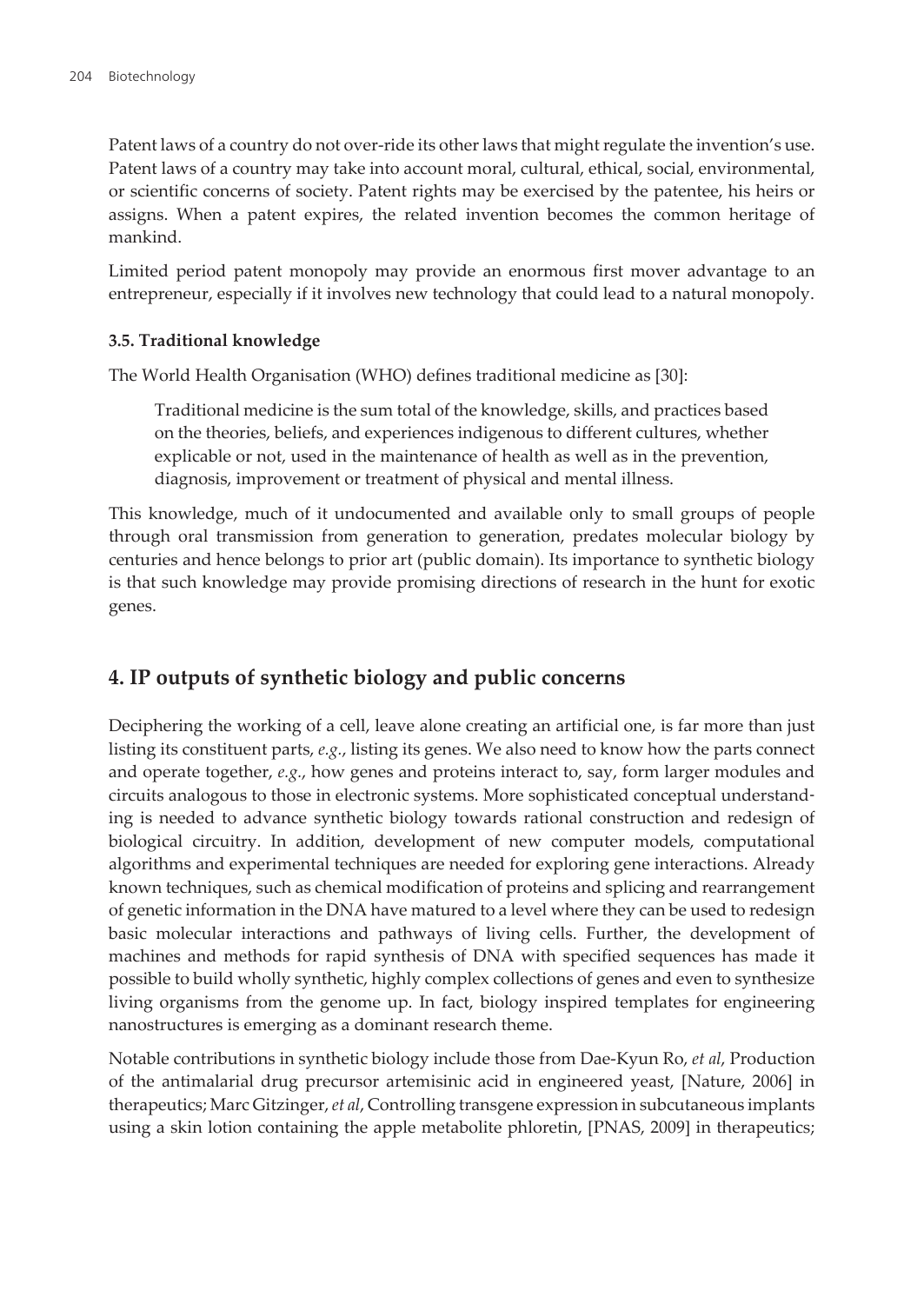Patent laws of a country do not over-ride its other laws that might regulate the invention's use. Patent laws of a country may take into account moral, cultural, ethical, social, environmental, or scientific concerns of society. Patent rights may be exercised by the patentee, his heirs or assigns. When a patent expires, the related invention becomes the common heritage of mankind.

Limited period patent monopoly may provide an enormous first mover advantage to an entrepreneur, especially if it involves new technology that could lead to a natural monopoly.

### 3.5. Traditional knowledge

The World Health Organisation (WHO) defines traditional medicine as [30]:

> Traditional medicine is the sum total of the knowledge, skills, and practices based on the theories, beliefs, and experiences indigenous to different cultures, whether explicable or not, used in the maintenance of health as well as in the prevention, diagnosis, improvement or treatment of physical and mental illness.

This knowledge, much of it undocumented and available only to small groups of people through oral transmission from generation to generation, predates molecular biology by centuries and hence belongs to prior art (public domain). Its importance to synthetic biology is that such knowledge may provide promising directions of research in the hunt for exotic genes.

## 4. IP outputs of synthetic biology and public concerns

Deciphering the working of a cell, leave alone creating an artificial one, is far more than just listing its constituent parts, *e.g.*, listing its genes. We also need to know how the parts connect and operate together, *e.g.*, how genes and proteins interact to, say, form larger modules and circuits analogous to those in electronic systems. More sophisticated conceptual understanding is needed to advance synthetic biology towards rational construction and redesign of biological circuitry. In addition, development of new computer models, computational algorithms and experimental techniques are needed for exploring gene interactions. Already known techniques, such as chemical modification of proteins and splicing and rearrangement of genetic information in the DNA have matured to a level where they can be used to redesign basic molecular interactions and pathways of living cells. Further, the development of machines and methods for rapid synthesis of DNA with specified sequences has made it possible to build wholly synthetic, highly complex collections of genes and even to synthesize living organisms from the genome up. In fact, biology inspired templates for engineering nanostructures is emerging as a dominant research theme.

Notable contributions in synthetic biology include those from Dae-Kyun Ro, *et al*, Production of the antimalarial drug precursor artemisinic acid in engineered yeast, [Nature, 2006] in therapeutics; Marc Gitzinger, *et al*, Controlling transgene expression in subcutaneous implants using a skin lotion containing the apple metabolite phloretin, [PNAS, 2009] in therapeutics;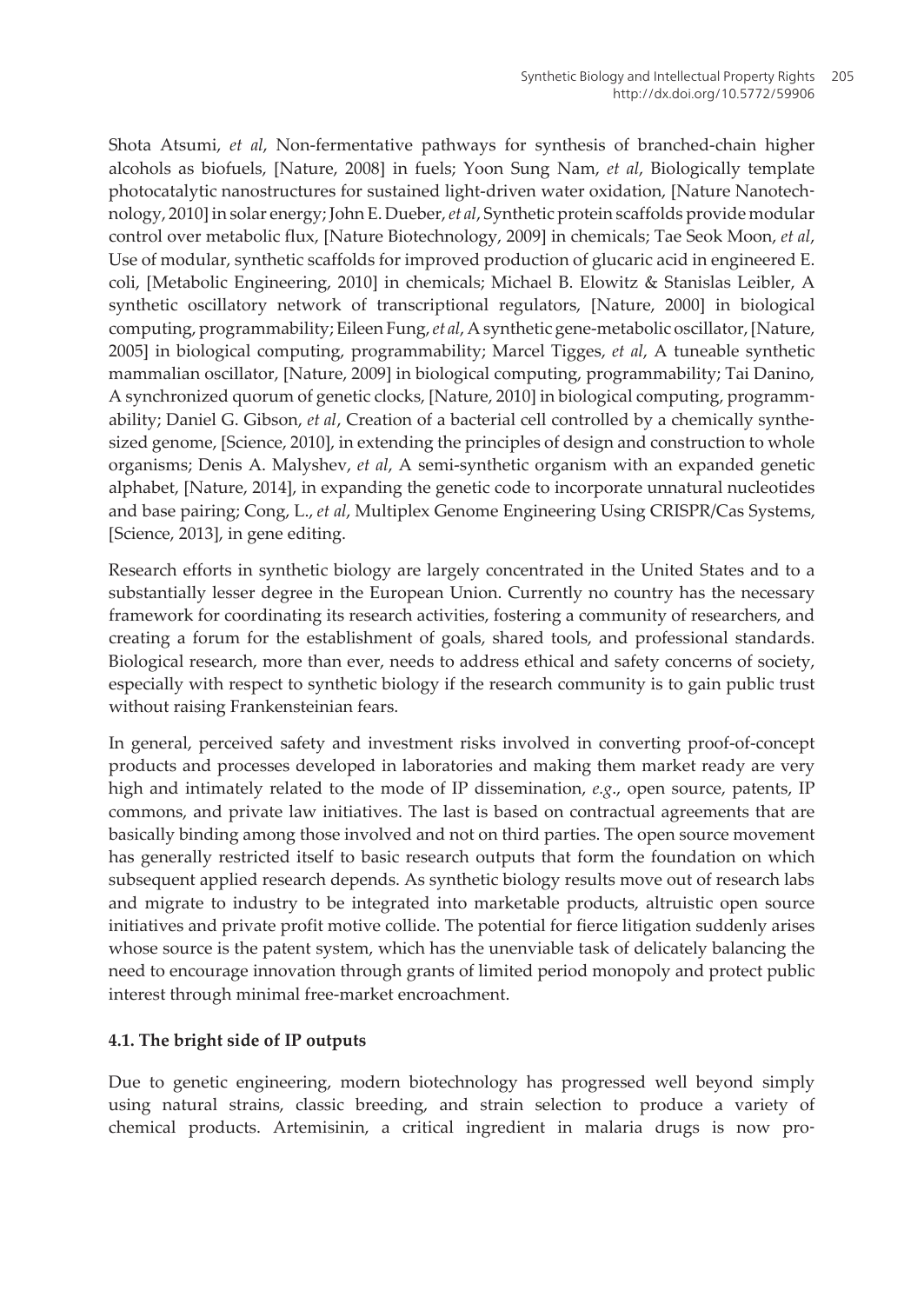Shota Atsumi, *et al*, Non-fermentative pathways for synthesis of branched-chain higher alcohols as biofuels, [Nature, 2008] in fuels; Yoon Sung Nam, *et al*, Biologically template photocatalytic nanostructures for sustained light-driven water oxidation, [Nature Nanotechnology, 2010] in solar energy; John E. Dueber, *et al*, Synthetic protein scaffolds provide modular control over metabolic flux, [Nature Biotechnology, 2009] in chemicals; Tae Seok Moon, *et al*, Use of modular, synthetic scaffolds for improved production of glucaric acid in engineered E. coli, [Metabolic Engineering, 2010] in chemicals; Michael B. Elowitz & Stanislas Leibler, A synthetic oscillatory network of transcriptional regulators, [Nature, 2000] in biological computing, programmability; Eileen Fung, *et al*, A synthetic gene-metabolic oscillator, [Nature, 2005] in biological computing, programmability; Marcel Tigges, *et al*, A tuneable synthetic mammalian oscillator, [Nature, 2009] in biological computing, programmability; Tai Danino, A synchronized quorum of genetic clocks, [Nature, 2010] in biological computing, programmability; Daniel G. Gibson, *et al*, Creation of a bacterial cell controlled by a chemically synthesized genome, [Science, 2010], in extending the principles of design and construction to whole organisms; Denis A. Malyshev, *et al*, A semi-synthetic organism with an expanded genetic alphabet, [Nature, 2014], in expanding the genetic code to incorporate unnatural nucleotides and base pairing; Cong, L., *et al*, Multiplex Genome Engineering Using CRISPR/Cas Systems, [Science, 2013], in gene editing.

Research efforts in synthetic biology are largely concentrated in the United States and to a substantially lesser degree in the European Union. Currently no country has the necessary framework for coordinating its research activities, fostering a community of researchers, and creating a forum for the establishment of goals, shared tools, and professional standards. Biological research, more than ever, needs to address ethical and safety concerns of society, especially with respect to synthetic biology if the research community is to gain public trust without raising Frankensteinian fears.

In general, perceived safety and investment risks involved in converting proof-of-concept products and processes developed in laboratories and making them market ready are very high and intimately related to the mode of IP dissemination, *e.g*., open source, patents, IP commons, and private law initiatives. The last is based on contractual agreements that are basically binding among those involved and not on third parties. The open source movement has generally restricted itself to basic research outputs that form the foundation on which subsequent applied research depends. As synthetic biology results move out of research labs and migrate to industry to be integrated into marketable products, altruistic open source initiatives and private profit motive collide. The potential for fierce litigation suddenly arises whose source is the patent system, which has the unenviable task of delicately balancing the need to encourage innovation through grants of limited period monopoly and protect public interest through minimal free-market encroachment.

### 4.1. The bright side of IP outputs

Due to genetic engineering, modern biotechnology has progressed well beyond simply using natural strains, classic breeding, and strain selection to produce a variety of chemical products. Artemisinin, a critical ingredient in malaria drugs is now pro-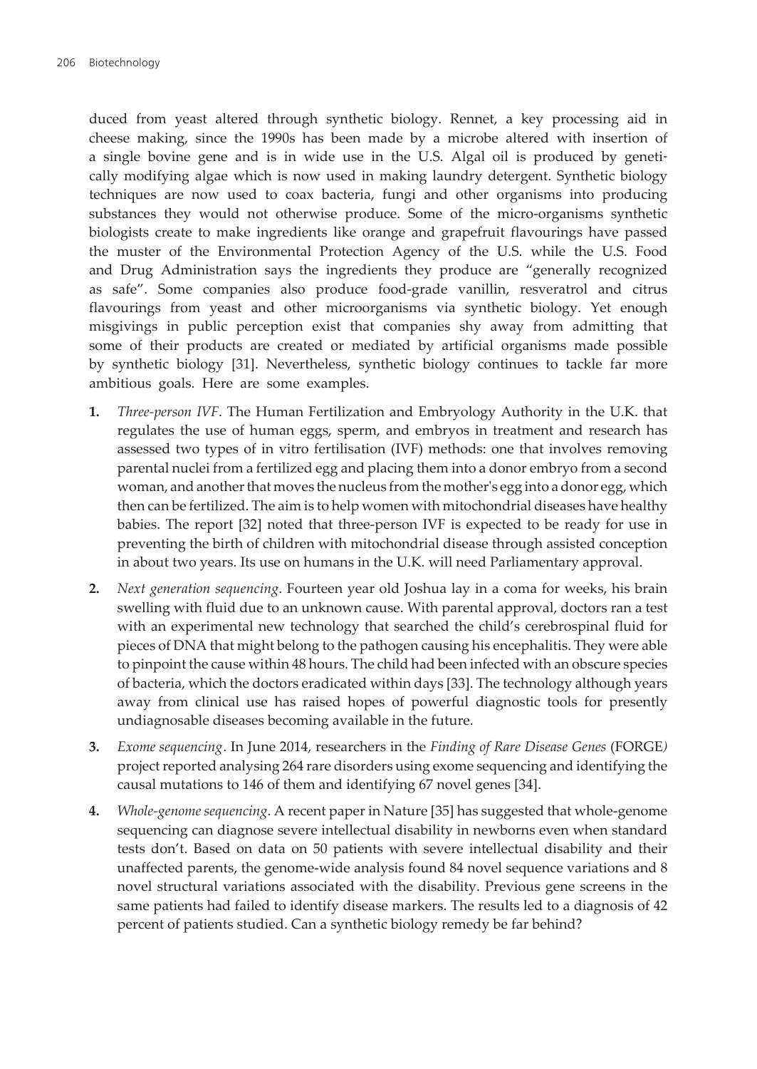duced from yeast altered through synthetic biology. Rennet, a key processing aid in cheese making, since the 1990s has been made by a microbe altered with insertion of a single bovine gene and is in wide use in the U.S. Algal oil is produced by genetically modifying algae which is now used in making laundry detergent. Synthetic biology techniques are now used to coax bacteria, fungi and other organisms into producing substances they would not otherwise produce. Some of the micro-organisms synthetic biologists create to make ingredients like orange and grapefruit flavourings have passed the muster of the Environmental Protection Agency of the U.S. while the U.S. Food and Drug Administration says the ingredients they produce are "generally recognized as safe". Some companies also produce food-grade vanillin, resveratrol and citrus flavourings from yeast and other microorganisms via synthetic biology. Yet enough misgivings in public perception exist that companies shy away from admitting that some of their products are created or mediated by artificial organisms made possible by synthetic biology [31]. Nevertheless, synthetic biology continues to tackle far more ambitious goals. Here are some examples.

1. *Three-person IVF*. The Human Fertilization and Embryology Authority in the U.K. that regulates the use of human eggs, sperm, and embryos in treatment and research has assessed two types of in vitro fertilisation (IVF) methods: one that involves removing parental nuclei from a fertilized egg and placing them into a donor embryo from a second woman, and another that moves the nucleus from the mother's egg into a donor egg, which then can be fertilized. The aim is to help women with mitochondrial diseases have healthy babies. The report [32] noted that three-person IVF is expected to be ready for use in preventing the birth of children with mitochondrial disease through assisted conception in about two years. Its use on humans in the U.K. will need Parliamentary approval.

2. *Next generation sequencing*. Fourteen year old Joshua lay in a coma for weeks, his brain swelling with fluid due to an unknown cause. With parental approval, doctors ran a test with an experimental new technology that searched the child's cerebrospinal fluid for pieces of DNA that might belong to the pathogen causing his encephalitis. They were able to pinpoint the cause within 48 hours. The child had been infected with an obscure species of bacteria, which the doctors eradicated within days [33]. The technology although years away from clinical use has raised hopes of powerful diagnostic tools for presently undiagnosable diseases becoming available in the future.

3. *Exome sequencing*. In June 2014, researchers in the *Finding of Rare Disease Genes* (FORGE*)* project reported analysing 264 rare disorders using exome sequencing and identifying the causal mutations to 146 of them and identifying 67 novel genes [34].

4. *Whole-genome sequencing*. A recent paper in Nature [35] has suggested that whole-genome sequencing can diagnose severe intellectual disability in newborns even when standard tests don't. Based on data on 50 patients with severe intellectual disability and their unaffected parents, the genome-wide analysis found 84 novel sequence variations and 8 novel structural variations associated with the disability. Previous gene screens in the same patients had failed to identify disease markers. The results led to a diagnosis of 42 percent of patients studied. Can a synthetic biology remedy be far behind?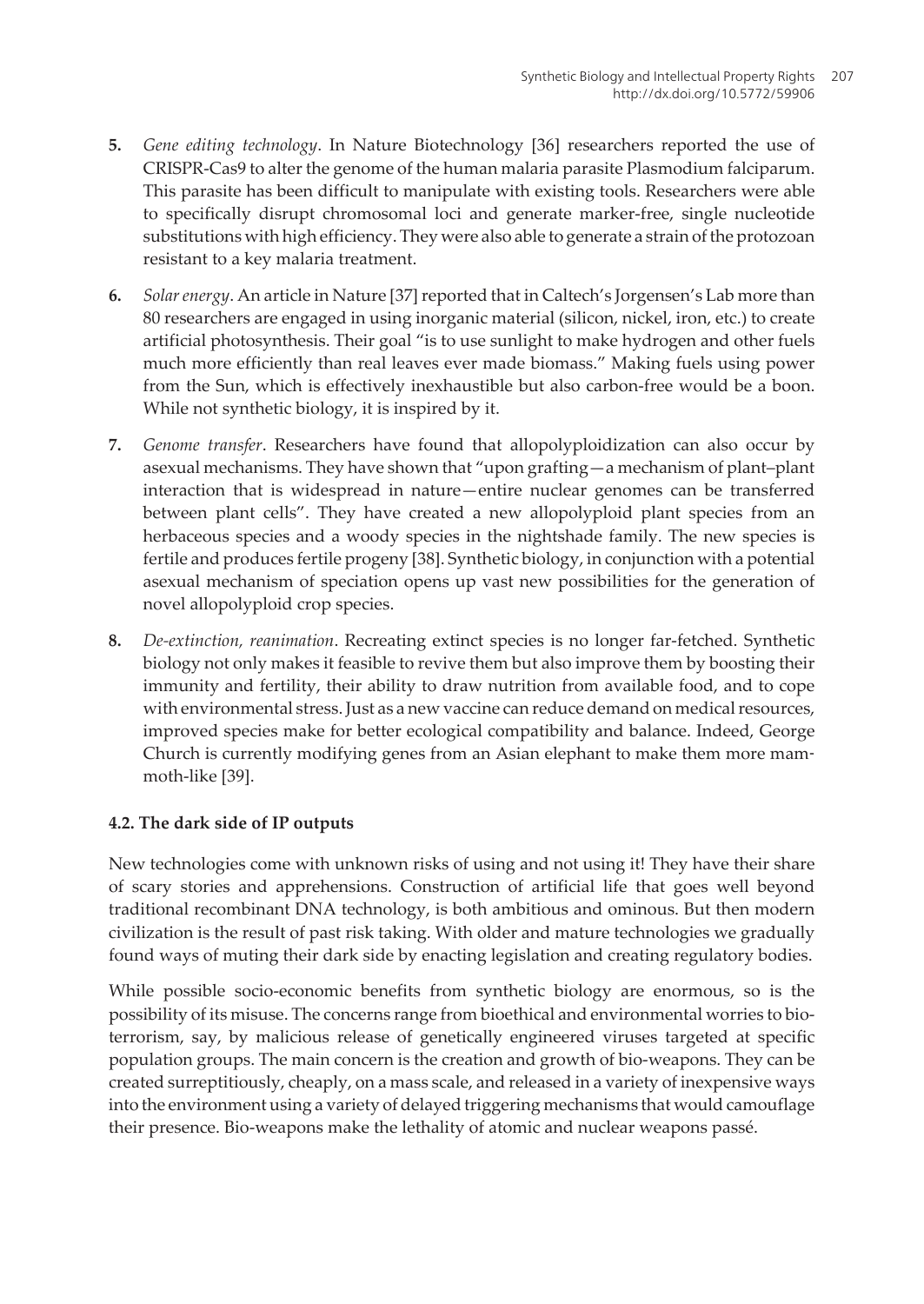5. *Gene editing technology*. In Nature Biotechnology [36] researchers reported the use of CRISPR-Cas9 to alter the genome of the human malaria parasite Plasmodium falciparum. This parasite has been difficult to manipulate with existing tools. Researchers were able to specifically disrupt chromosomal loci and generate marker-free, single nucleotide substitutions with high efficiency. They were also able to generate a strain of the protozoan resistant to a key malaria treatment.

6. *Solar energy*. An article in Nature [37] reported that in Caltech's Jorgensen's Lab more than 80 researchers are engaged in using inorganic material (silicon, nickel, iron, etc.) to create artificial photosynthesis. Their goal "is to use sunlight to make hydrogen and other fuels much more efficiently than real leaves ever made biomass." Making fuels using power from the Sun, which is effectively inexhaustible but also carbon-free would be a boon. While not synthetic biology, it is inspired by it.

7. *Genome transfer*. Researchers have found that allopolyploidization can also occur by asexual mechanisms. They have shown that "upon grafting—a mechanism of plant–plant interaction that is widespread in nature—entire nuclear genomes can be transferred between plant cells". They have created a new allopolyploid plant species from an herbaceous species and a woody species in the nightshade family. The new species is fertile and produces fertile progeny [38]. Synthetic biology, in conjunction with a potential asexual mechanism of speciation opens up vast new possibilities for the generation of novel allopolyploid crop species.

8. *De-extinction, reanimation*. Recreating extinct species is no longer far-fetched. Synthetic biology not only makes it feasible to revive them but also improve them by boosting their immunity and fertility, their ability to draw nutrition from available food, and to cope with environmental stress. Just as a new vaccine can reduce demand on medical resources, improved species make for better ecological compatibility and balance. Indeed, George Church is currently modifying genes from an Asian elephant to make them more mammoth-like [39].

### 4.2. The dark side of IP outputs

New technologies come with unknown risks of using and not using it! They have their share of scary stories and apprehensions. Construction of artificial life that goes well beyond traditional recombinant DNA technology, is both ambitious and ominous. But then modern civilization is the result of past risk taking. With older and mature technologies we gradually found ways of muting their dark side by enacting legislation and creating regulatory bodies.

While possible socio-economic benefits from synthetic biology are enormous, so is the possibility of its misuse. The concerns range from bioethical and environmental worries to bioterrorism, say, by malicious release of genetically engineered viruses targeted at specific population groups. The main concern is the creation and growth of bio-weapons. They can be created surreptitiously, cheaply, on a mass scale, and released in a variety of inexpensive ways into the environment using a variety of delayed triggering mechanisms that would camouflage their presence. Bio-weapons make the lethality of atomic and nuclear weapons passé.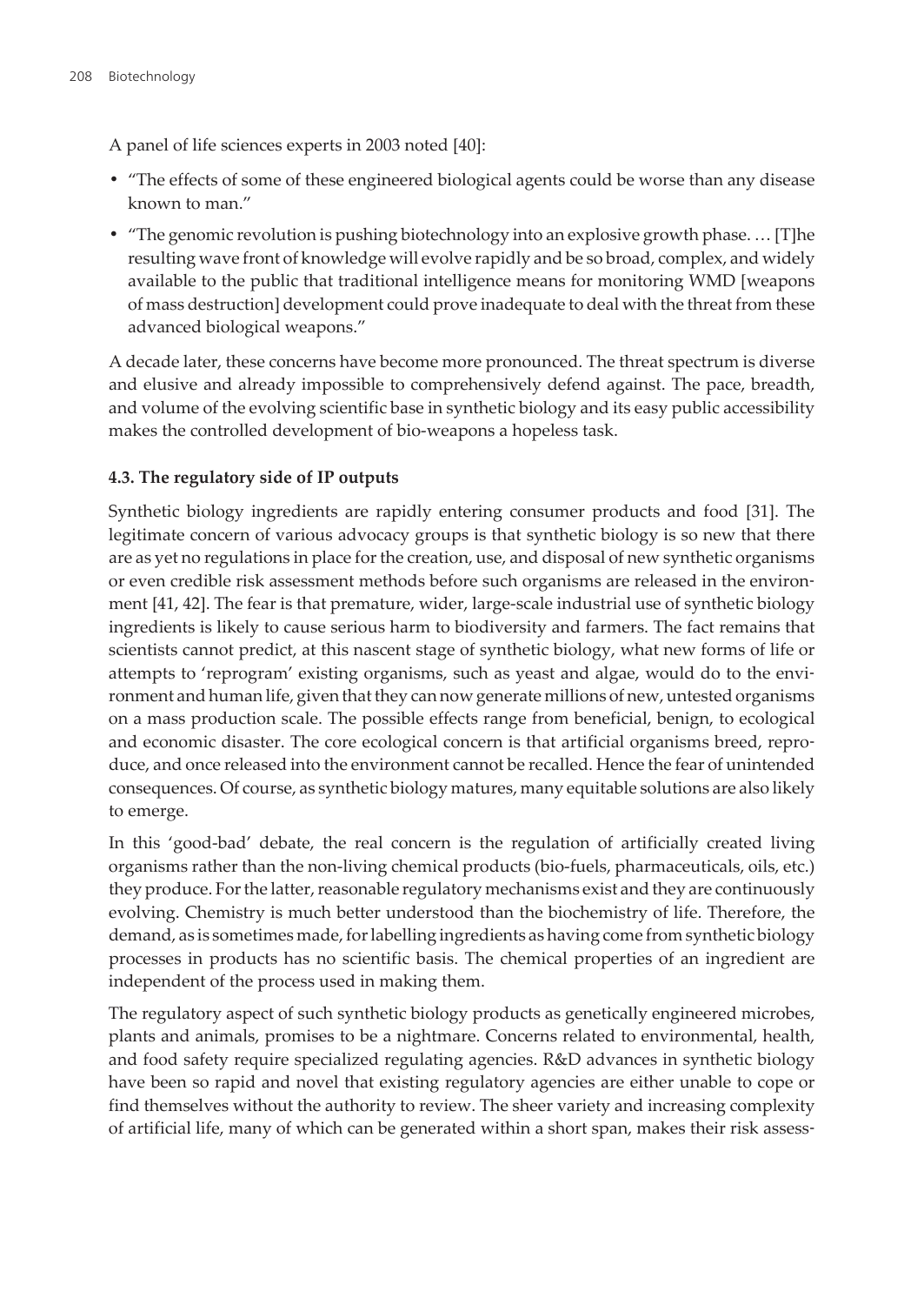A panel of life sciences experts in 2003 noted [40]:

- "The effects of some of these engineered biological agents could be worse than any disease known to man."
- "The genomic revolution is pushing biotechnology into an explosive growth phase. … [T]he resulting wave front of knowledge will evolve rapidly and be so broad, complex, and widely available to the public that traditional intelligence means for monitoring WMD [weapons of mass destruction] development could prove inadequate to deal with the threat from these advanced biological weapons."

A decade later, these concerns have become more pronounced. The threat spectrum is diverse and elusive and already impossible to comprehensively defend against. The pace, breadth, and volume of the evolving scientific base in synthetic biology and its easy public accessibility makes the controlled development of bio-weapons a hopeless task.

### 4.3. The regulatory side of IP outputs

Synthetic biology ingredients are rapidly entering consumer products and food [31]. The legitimate concern of various advocacy groups is that synthetic biology is so new that there are as yet no regulations in place for the creation, use, and disposal of new synthetic organisms or even credible risk assessment methods before such organisms are released in the environment [41, 42]. The fear is that premature, wider, large-scale industrial use of synthetic biology ingredients is likely to cause serious harm to biodiversity and farmers. The fact remains that scientists cannot predict, at this nascent stage of synthetic biology, what new forms of life or attempts to 'reprogram' existing organisms, such as yeast and algae, would do to the environment and human life, given that they can now generate millions of new, untested organisms on a mass production scale. The possible effects range from beneficial, benign, to ecological and economic disaster. The core ecological concern is that artificial organisms breed, reproduce, and once released into the environment cannot be recalled. Hence the fear of unintended consequences. Of course, as synthetic biology matures, many equitable solutions are also likely to emerge.

In this 'good-bad' debate, the real concern is the regulation of artificially created living organisms rather than the non-living chemical products (bio-fuels, pharmaceuticals, oils, etc.) they produce. For the latter, reasonable regulatory mechanisms exist and they are continuously evolving. Chemistry is much better understood than the biochemistry of life. Therefore, the demand, as is sometimes made, for labelling ingredients as having come from synthetic biology processes in products has no scientific basis. The chemical properties of an ingredient are independent of the process used in making them.

The regulatory aspect of such synthetic biology products as genetically engineered microbes, plants and animals, promises to be a nightmare. Concerns related to environmental, health, and food safety require specialized regulating agencies. R&D advances in synthetic biology have been so rapid and novel that existing regulatory agencies are either unable to cope or find themselves without the authority to review. The sheer variety and increasing complexity of artificial life, many of which can be generated within a short span, makes their risk assess-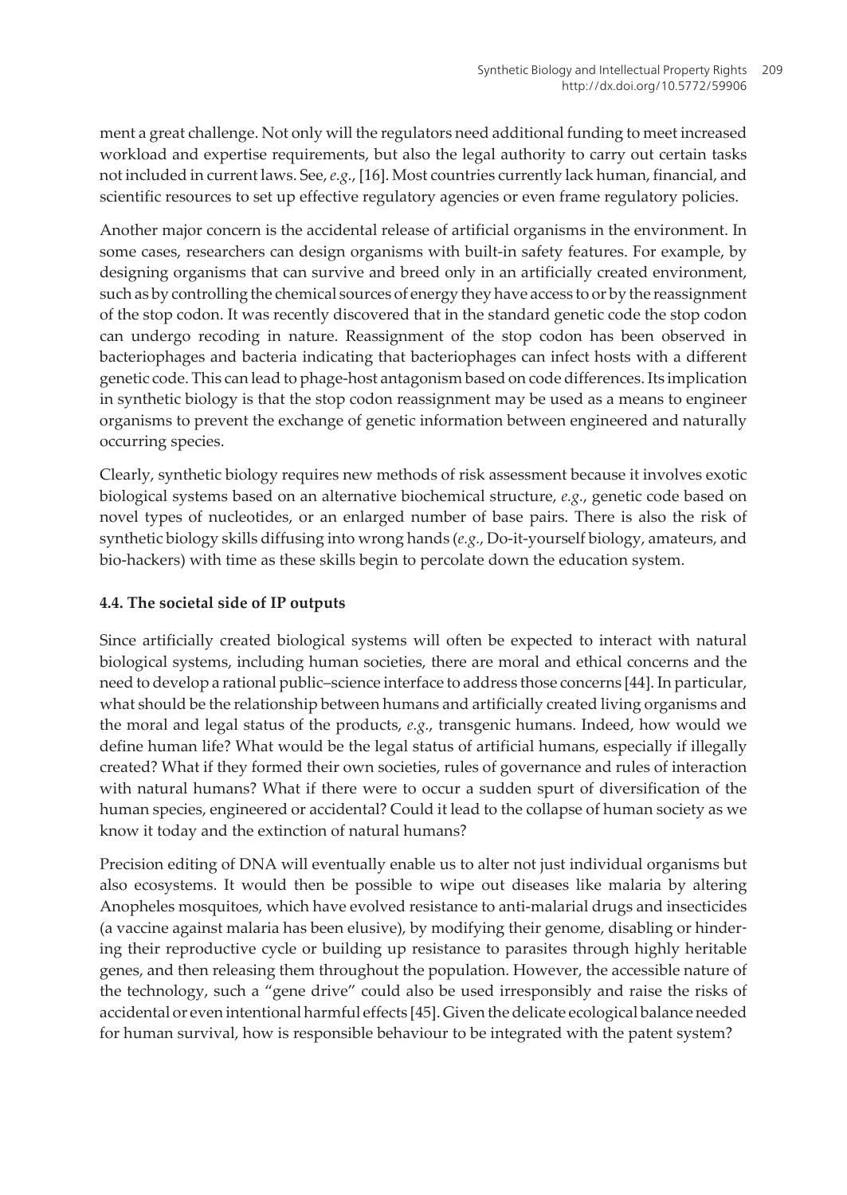ment a great challenge. Not only will the regulators need additional funding to meet increased workload and expertise requirements, but also the legal authority to carry out certain tasks not included in current laws. See, *e.g.*, [16]. Most countries currently lack human, financial, and scientific resources to set up effective regulatory agencies or even frame regulatory policies.

Another major concern is the accidental release of artificial organisms in the environment. In some cases, researchers can design organisms with built-in safety features. For example, by designing organisms that can survive and breed only in an artificially created environment, such as by controlling the chemical sources of energy they have access to or by the reassignment of the stop codon. It was recently discovered that in the standard genetic code the stop codon can undergo recoding in nature. Reassignment of the stop codon has been observed in bacteriophages and bacteria indicating that bacteriophages can infect hosts with a different genetic code. This can lead to phage-host antagonism based on code differences. Its implication in synthetic biology is that the stop codon reassignment may be used as a means to engineer organisms to prevent the exchange of genetic information between engineered and naturally occurring species.

Clearly, synthetic biology requires new methods of risk assessment because it involves exotic biological systems based on an alternative biochemical structure, *e.g.*, genetic code based on novel types of nucleotides, or an enlarged number of base pairs. There is also the risk of synthetic biology skills diffusing into wrong hands (*e.g.*, Do-it-yourself biology, amateurs, and bio-hackers) with time as these skills begin to percolate down the education system.

### 4.4. The societal side of IP outputs

Since artificially created biological systems will often be expected to interact with natural biological systems, including human societies, there are moral and ethical concerns and the need to develop a rational public–science interface to address those concerns [44]. In particular, what should be the relationship between humans and artificially created living organisms and the moral and legal status of the products, *e.g.*, transgenic humans. Indeed, how would we define human life? What would be the legal status of artificial humans, especially if illegally created? What if they formed their own societies, rules of governance and rules of interaction with natural humans? What if there were to occur a sudden spurt of diversification of the human species, engineered or accidental? Could it lead to the collapse of human society as we know it today and the extinction of natural humans?

Precision editing of DNA will eventually enable us to alter not just individual organisms but also ecosystems. It would then be possible to wipe out diseases like malaria by altering Anopheles mosquitoes, which have evolved resistance to anti-malarial drugs and insecticides (a vaccine against malaria has been elusive), by modifying their genome, disabling or hindering their reproductive cycle or building up resistance to parasites through highly heritable genes, and then releasing them throughout the population. However, the accessible nature of the technology, such a "gene drive" could also be used irresponsibly and raise the risks of accidental or even intentional harmful effects [45]. Given the delicate ecological balance needed for human survival, how is responsible behaviour to be integrated with the patent system?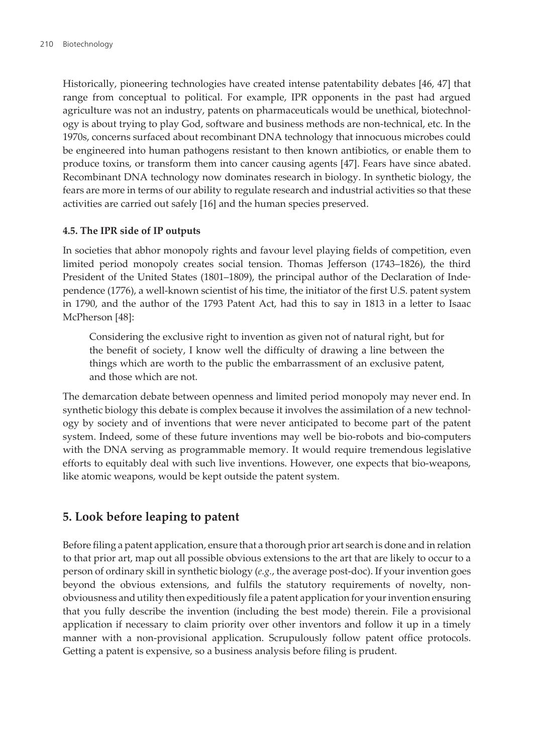Historically, pioneering technologies have created intense patentability debates [46, 47] that range from conceptual to political. For example, IPR opponents in the past had argued agriculture was not an industry, patents on pharmaceuticals would be unethical, biotechnology is about trying to play God, software and business methods are non-technical, etc. In the 1970s, concerns surfaced about recombinant DNA technology that innocuous microbes could be engineered into human pathogens resistant to then known antibiotics, or enable them to produce toxins, or transform them into cancer causing agents [47]. Fears have since abated. Recombinant DNA technology now dominates research in biology. In synthetic biology, the fears are more in terms of our ability to regulate research and industrial activities so that these activities are carried out safely [16] and the human species preserved.

### 4.5. The IPR side of IP outputs

In societies that abhor monopoly rights and favour level playing fields of competition, even limited period monopoly creates social tension. Thomas Jefferson (1743–1826), the third President of the United States (1801–1809), the principal author of the Declaration of Independence (1776), a well-known scientist of his time, the initiator of the first U.S. patent system in 1790, and the author of the 1793 Patent Act, had this to say in 1813 in a letter to Isaac McPherson [48]:

> Considering the exclusive right to invention as given not of natural right, but for the benefit of society, I know well the difficulty of drawing a line between the things which are worth to the public the embarrassment of an exclusive patent, and those which are not.

The demarcation debate between openness and limited period monopoly may never end. In synthetic biology this debate is complex because it involves the assimilation of a new technology by society and of inventions that were never anticipated to become part of the patent system. Indeed, some of these future inventions may well be bio-robots and bio-computers with the DNA serving as programmable memory. It would require tremendous legislative efforts to equitably deal with such live inventions. However, one expects that bio-weapons, like atomic weapons, would be kept outside the patent system.

## 5. Look before leaping to patent

Before filing a patent application, ensure that a thorough prior art search is done and in relation to that prior art, map out all possible obvious extensions to the art that are likely to occur to a person of ordinary skill in synthetic biology (*e.g.*, the average post-doc). If your invention goes beyond the obvious extensions, and fulfils the statutory requirements of novelty, non-obviousness and utility then expeditiously file a patent application for your invention ensuring that you fully describe the invention (including the best mode) therein. File a provisional application if necessary to claim priority over other inventors and follow it up in a timely manner with a non-provisional application. Scrupulously follow patent office protocols. Getting a patent is expensive, so a business analysis before filing is prudent.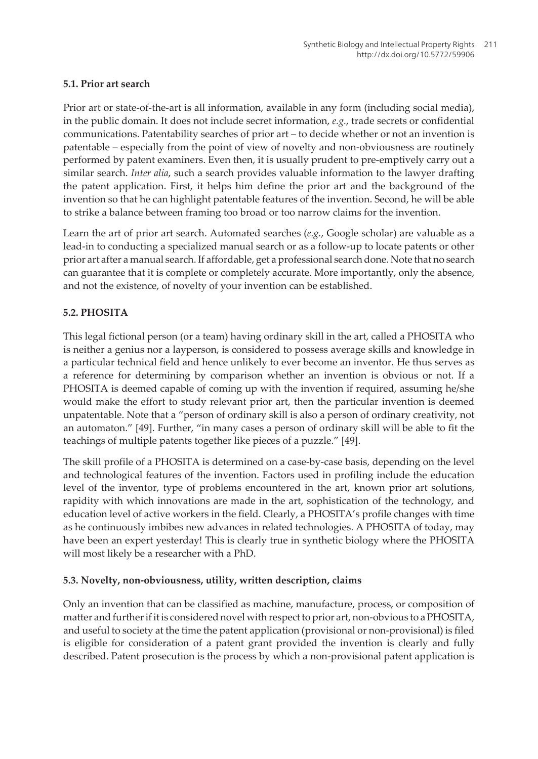### 5.1. Prior art search

Prior art or state-of-the-art is all information, available in any form (including social media), in the public domain. It does not include secret information, *e.g.*, trade secrets or confidential communications. Patentability searches of prior art – to decide whether or not an invention is patentable – especially from the point of view of novelty and non-obviousness are routinely performed by patent examiners. Even then, it is usually prudent to pre-emptively carry out a similar search. *Inter alia*, such a search provides valuable information to the lawyer drafting the patent application. First, it helps him define the prior art and the background of the invention so that he can highlight patentable features of the invention. Second, he will be able to strike a balance between framing too broad or too narrow claims for the invention.

Learn the art of prior art search. Automated searches (*e.g.*, Google scholar) are valuable as a lead-in to conducting a specialized manual search or as a follow-up to locate patents or other prior art after a manual search. If affordable, get a professional search done. Note that no search can guarantee that it is complete or completely accurate. More importantly, only the absence, and not the existence, of novelty of your invention can be established.

### 5.2. PHOSITA

This legal fictional person (or a team) having ordinary skill in the art, called a PHOSITA who is neither a genius nor a layperson, is considered to possess average skills and knowledge in a particular technical field and hence unlikely to ever become an inventor. He thus serves as a reference for determining by comparison whether an invention is obvious or not. If a PHOSITA is deemed capable of coming up with the invention if required, assuming he/she would make the effort to study relevant prior art, then the particular invention is deemed unpatentable. Note that a "person of ordinary skill is also a person of ordinary creativity, not an automaton." [49]. Further, "in many cases a person of ordinary skill will be able to fit the teachings of multiple patents together like pieces of a puzzle." [49].

The skill profile of a PHOSITA is determined on a case-by-case basis, depending on the level and technological features of the invention. Factors used in profiling include the education level of the inventor, type of problems encountered in the art, known prior art solutions, rapidity with which innovations are made in the art, sophistication of the technology, and education level of active workers in the field. Clearly, a PHOSITA's profile changes with time as he continuously imbibes new advances in related technologies. A PHOSITA of today, may have been an expert yesterday! This is clearly true in synthetic biology where the PHOSITA will most likely be a researcher with a PhD.

### 5.3. Novelty, non-obviousness, utility, written description, claims

Only an invention that can be classified as machine, manufacture, process, or composition of matter and further if it is considered novel with respect to prior art, non-obvious to a PHOSITA, and useful to society at the time the patent application (provisional or non-provisional) is filed is eligible for consideration of a patent grant provided the invention is clearly and fully described. Patent prosecution is the process by which a non-provisional patent application is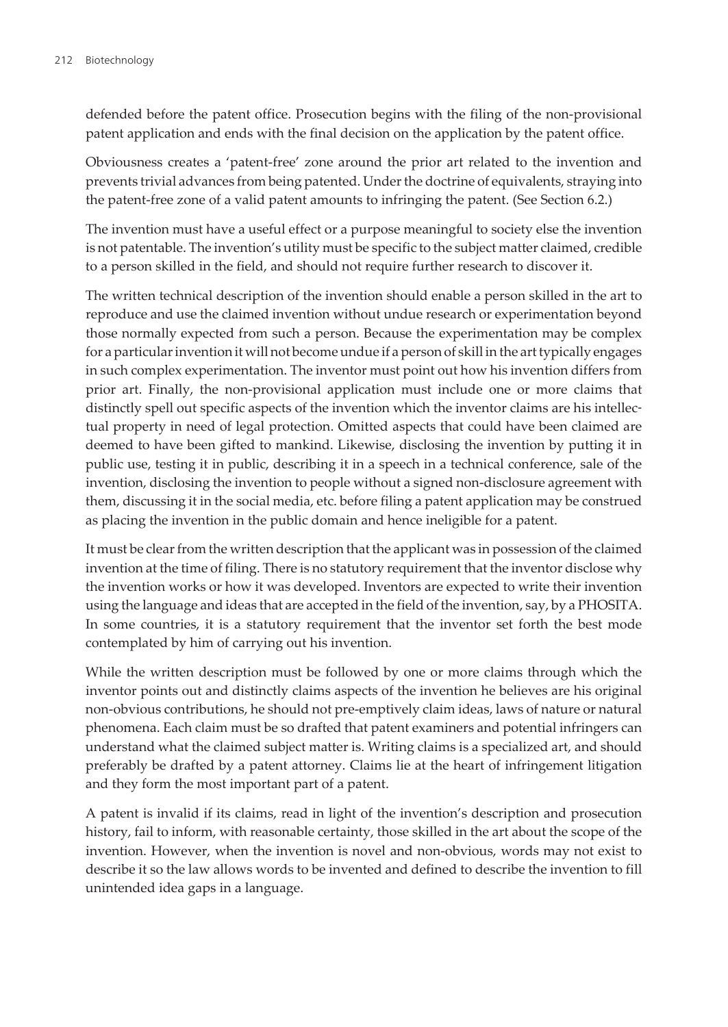defended before the patent office. Prosecution begins with the filing of the non-provisional patent application and ends with the final decision on the application by the patent office.

Obviousness creates a 'patent-free' zone around the prior art related to the invention and prevents trivial advances from being patented. Under the doctrine of equivalents, straying into the patent-free zone of a valid patent amounts to infringing the patent. (See Section 6.2.)

The invention must have a useful effect or a purpose meaningful to society else the invention is not patentable. The invention's utility must be specific to the subject matter claimed, credible to a person skilled in the field, and should not require further research to discover it.

The written technical description of the invention should enable a person skilled in the art to reproduce and use the claimed invention without undue research or experimentation beyond those normally expected from such a person. Because the experimentation may be complex for a particular invention it will not become undue if a person of skill in the art typically engages in such complex experimentation. The inventor must point out how his invention differs from prior art. Finally, the non-provisional application must include one or more claims that distinctly spell out specific aspects of the invention which the inventor claims are his intellectual property in need of legal protection. Omitted aspects that could have been claimed are deemed to have been gifted to mankind. Likewise, disclosing the invention by putting it in public use, testing it in public, describing it in a speech in a technical conference, sale of the invention, disclosing the invention to people without a signed non-disclosure agreement with them, discussing it in the social media, etc. before filing a patent application may be construed as placing the invention in the public domain and hence ineligible for a patent.

It must be clear from the written description that the applicant was in possession of the claimed invention at the time of filing. There is no statutory requirement that the inventor disclose why the invention works or how it was developed. Inventors are expected to write their invention using the language and ideas that are accepted in the field of the invention, say, by a PHOSITA. In some countries, it is a statutory requirement that the inventor set forth the best mode contemplated by him of carrying out his invention.

While the written description must be followed by one or more claims through which the inventor points out and distinctly claims aspects of the invention he believes are his original non-obvious contributions, he should not pre-emptively claim ideas, laws of nature or natural phenomena. Each claim must be so drafted that patent examiners and potential infringers can understand what the claimed subject matter is. Writing claims is a specialized art, and should preferably be drafted by a patent attorney. Claims lie at the heart of infringement litigation and they form the most important part of a patent.

A patent is invalid if its claims, read in light of the invention's description and prosecution history, fail to inform, with reasonable certainty, those skilled in the art about the scope of the invention. However, when the invention is novel and non-obvious, words may not exist to describe it so the law allows words to be invented and defined to describe the invention to fill unintended idea gaps in a language.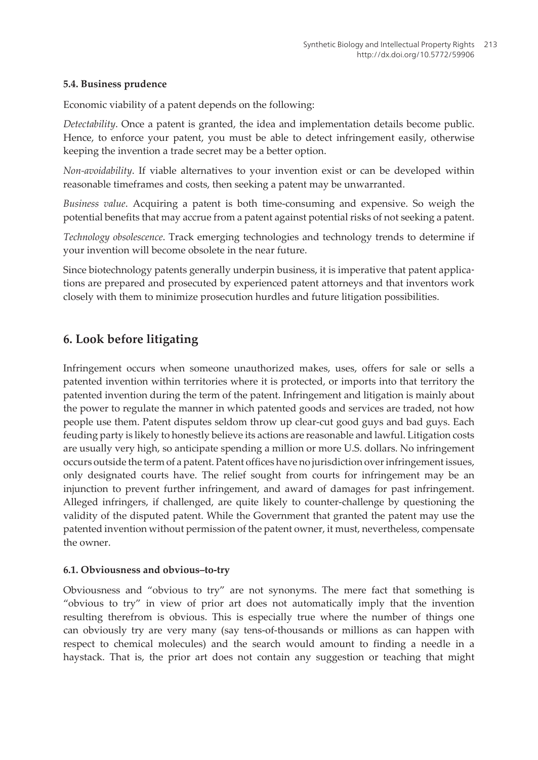### 5.4. Business prudence

Economic viability of a patent depends on the following:

*Detectability*. Once a patent is granted, the idea and implementation details become public. Hence, to enforce your patent, you must be able to detect infringement easily, otherwise keeping the invention a trade secret may be a better option.

*Non-avoidability*. If viable alternatives to your invention exist or can be developed within reasonable timeframes and costs, then seeking a patent may be unwarranted.

*Business value*. Acquiring a patent is both time-consuming and expensive. So weigh the potential benefits that may accrue from a patent against potential risks of not seeking a patent.

*Technology obsolescence*. Track emerging technologies and technology trends to determine if your invention will become obsolete in the near future.

Since biotechnology patents generally underpin business, it is imperative that patent applications are prepared and prosecuted by experienced patent attorneys and that inventors work closely with them to minimize prosecution hurdles and future litigation possibilities.

## 6. Look before litigating

Infringement occurs when someone unauthorized makes, uses, offers for sale or sells a patented invention within territories where it is protected, or imports into that territory the patented invention during the term of the patent. Infringement and litigation is mainly about the power to regulate the manner in which patented goods and services are traded, not how people use them. Patent disputes seldom throw up clear-cut good guys and bad guys. Each feuding party is likely to honestly believe its actions are reasonable and lawful. Litigation costs are usually very high, so anticipate spending a million or more U.S. dollars. No infringement occurs outside the term of a patent. Patent offices have no jurisdiction over infringement issues, only designated courts have. The relief sought from courts for infringement may be an injunction to prevent further infringement, and award of damages for past infringement. Alleged infringers, if challenged, are quite likely to counter-challenge by questioning the validity of the disputed patent. While the Government that granted the patent may use the patented invention without permission of the patent owner, it must, nevertheless, compensate the owner.

### 6.1. Obviousness and obvious–to-try

Obviousness and "obvious to try" are not synonyms. The mere fact that something is "obvious to try" in view of prior art does not automatically imply that the invention resulting therefrom is obvious. This is especially true where the number of things one can obviously try are very many (say tens-of-thousands or millions as can happen with respect to chemical molecules) and the search would amount to finding a needle in a haystack. That is, the prior art does not contain any suggestion or teaching that might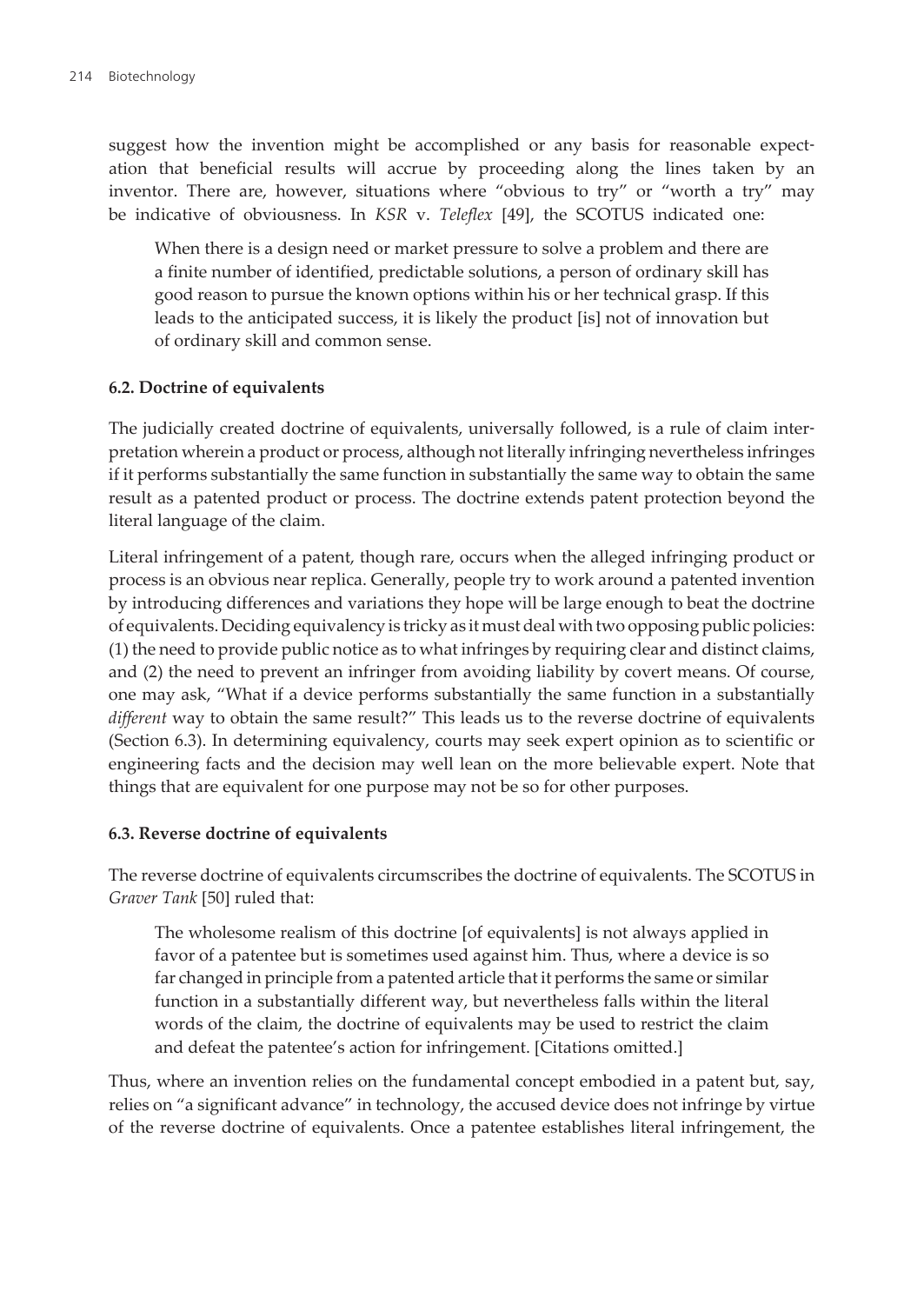suggest how the invention might be accomplished or any basis for reasonable expectation that beneficial results will accrue by proceeding along the lines taken by an inventor. There are, however, situations where "obvious to try" or "worth a try" may be indicative of obviousness. In *KSR* v. *Teleflex* [49], the SCOTUS indicated one:

> When there is a design need or market pressure to solve a problem and there are a finite number of identified, predictable solutions, a person of ordinary skill has good reason to pursue the known options within his or her technical grasp. If this leads to the anticipated success, it is likely the product [is] not of innovation but of ordinary skill and common sense.

### 6.2. Doctrine of equivalents

The judicially created doctrine of equivalents, universally followed, is a rule of claim interpretation wherein a product or process, although not literally infringing nevertheless infringes if it performs substantially the same function in substantially the same way to obtain the same result as a patented product or process. The doctrine extends patent protection beyond the literal language of the claim.

Literal infringement of a patent, though rare, occurs when the alleged infringing product or process is an obvious near replica. Generally, people try to work around a patented invention by introducing differences and variations they hope will be large enough to beat the doctrine of equivalents. Deciding equivalency is tricky as it must deal with two opposing public policies: (1) the need to provide public notice as to what infringes by requiring clear and distinct claims, and (2) the need to prevent an infringer from avoiding liability by covert means. Of course, one may ask, "What if a device performs substantially the same function in a substantially *different* way to obtain the same result?" This leads us to the reverse doctrine of equivalents (Section 6.3). In determining equivalency, courts may seek expert opinion as to scientific or engineering facts and the decision may well lean on the more believable expert. Note that things that are equivalent for one purpose may not be so for other purposes.

### 6.3. Reverse doctrine of equivalents

The reverse doctrine of equivalents circumscribes the doctrine of equivalents. The SCOTUS in *Graver Tank* [50] ruled that:

> The wholesome realism of this doctrine [of equivalents] is not always applied in favor of a patentee but is sometimes used against him. Thus, where a device is so far changed in principle from a patented article that it performs the same or similar function in a substantially different way, but nevertheless falls within the literal words of the claim, the doctrine of equivalents may be used to restrict the claim and defeat the patentee's action for infringement. [Citations omitted.]

Thus, where an invention relies on the fundamental concept embodied in a patent but, say, relies on "a significant advance" in technology, the accused device does not infringe by virtue of the reverse doctrine of equivalents. Once a patentee establishes literal infringement, the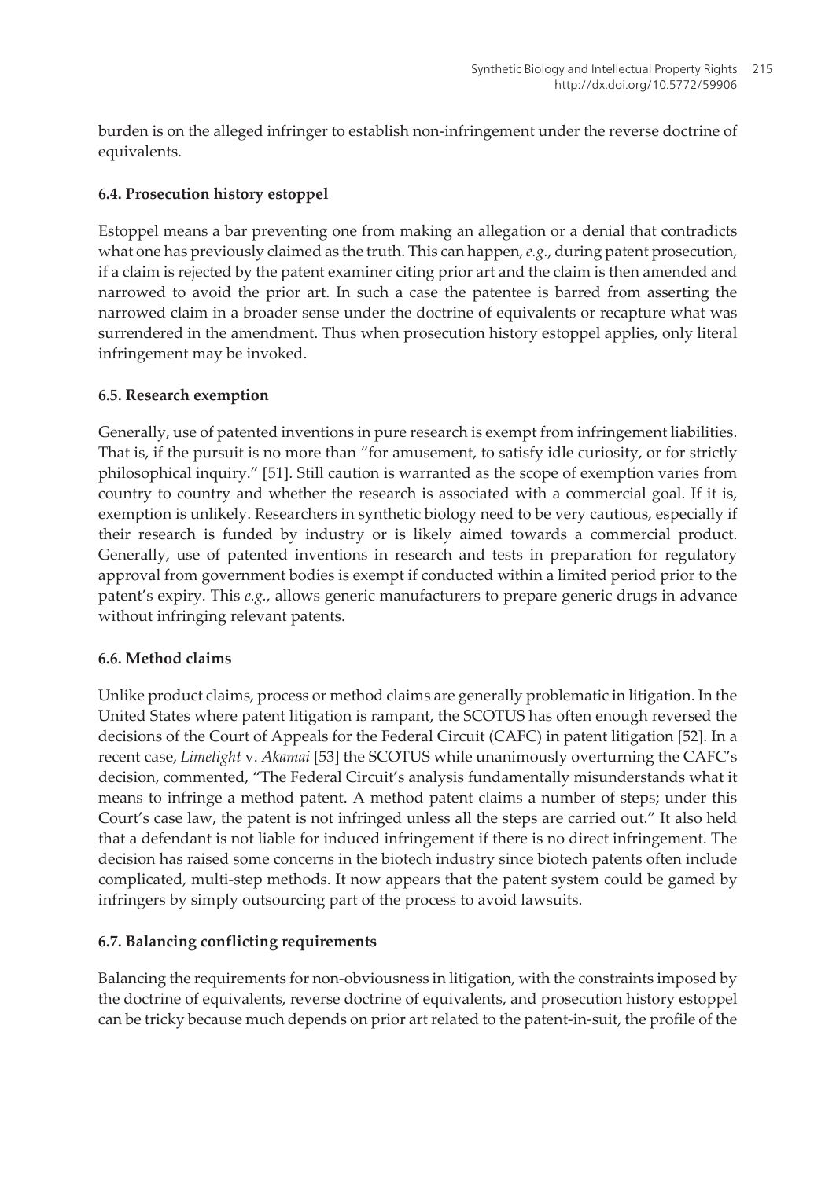burden is on the alleged infringer to establish non-infringement under the reverse doctrine of equivalents.

### 6.4. Prosecution history estoppel

Estoppel means a bar preventing one from making an allegation or a denial that contradicts what one has previously claimed as the truth. This can happen, *e.g.*, during patent prosecution, if a claim is rejected by the patent examiner citing prior art and the claim is then amended and narrowed to avoid the prior art. In such a case the patentee is barred from asserting the narrowed claim in a broader sense under the doctrine of equivalents or recapture what was surrendered in the amendment. Thus when prosecution history estoppel applies, only literal infringement may be invoked.

### 6.5. Research exemption

Generally, use of patented inventions in pure research is exempt from infringement liabilities. That is, if the pursuit is no more than "for amusement, to satisfy idle curiosity, or for strictly philosophical inquiry." [51]. Still caution is warranted as the scope of exemption varies from country to country and whether the research is associated with a commercial goal. If it is, exemption is unlikely. Researchers in synthetic biology need to be very cautious, especially if their research is funded by industry or is likely aimed towards a commercial product. Generally, use of patented inventions in research and tests in preparation for regulatory approval from government bodies is exempt if conducted within a limited period prior to the patent's expiry. This *e.g.*, allows generic manufacturers to prepare generic drugs in advance without infringing relevant patents.

### 6.6. Method claims

Unlike product claims, process or method claims are generally problematic in litigation. In the United States where patent litigation is rampant, the SCOTUS has often enough reversed the decisions of the Court of Appeals for the Federal Circuit (CAFC) in patent litigation [52]. In a recent case, *Limelight* v. *Akamai* [53] the SCOTUS while unanimously overturning the CAFC's decision, commented, "The Federal Circuit's analysis fundamentally misunderstands what it means to infringe a method patent. A method patent claims a number of steps; under this Court's case law, the patent is not infringed unless all the steps are carried out." It also held that a defendant is not liable for induced infringement if there is no direct infringement. The decision has raised some concerns in the biotech industry since biotech patents often include complicated, multi-step methods. It now appears that the patent system could be gamed by infringers by simply outsourcing part of the process to avoid lawsuits.

### 6.7. Balancing conflicting requirements

Balancing the requirements for non-obviousness in litigation, with the constraints imposed by the doctrine of equivalents, reverse doctrine of equivalents, and prosecution history estoppel can be tricky because much depends on prior art related to the patent-in-suit, the profile of the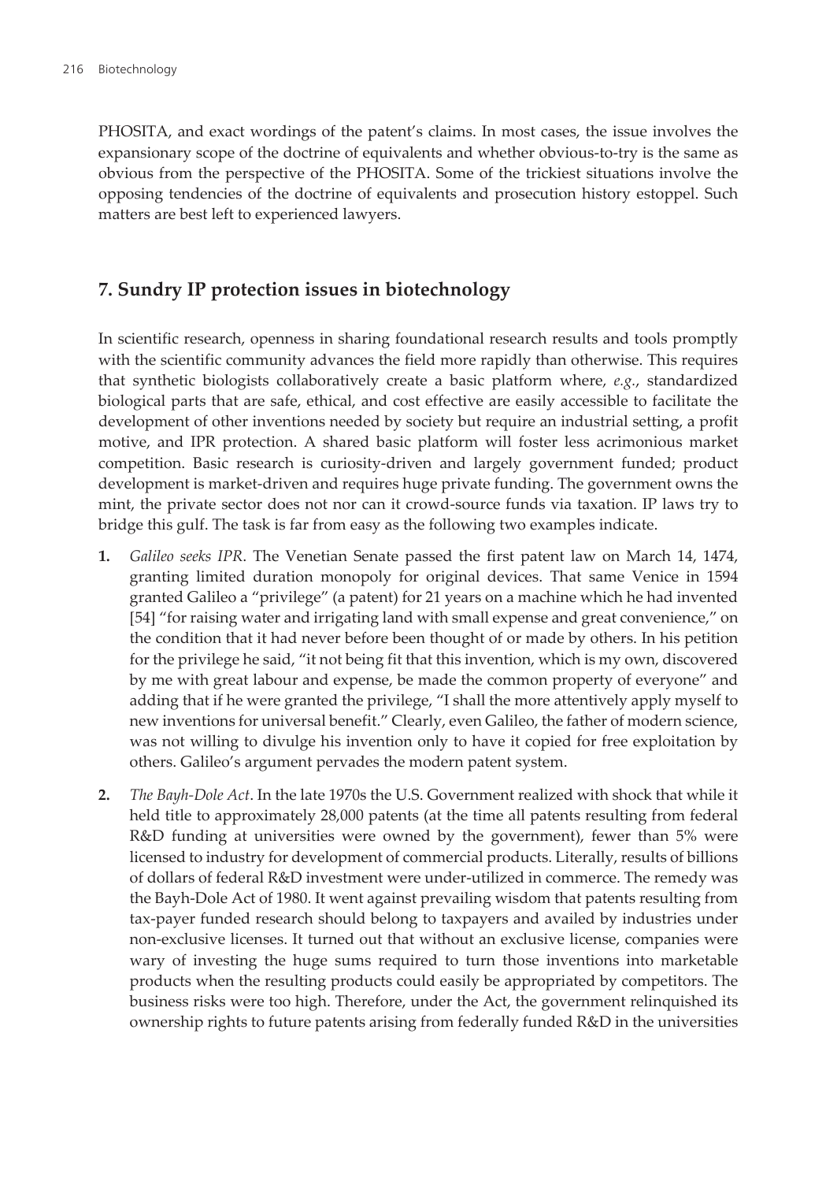PHOSITA, and exact wordings of the patent's claims. In most cases, the issue involves the expansionary scope of the doctrine of equivalents and whether obvious-to-try is the same as obvious from the perspective of the PHOSITA. Some of the trickiest situations involve the opposing tendencies of the doctrine of equivalents and prosecution history estoppel. Such matters are best left to experienced lawyers.

## 7. Sundry IP protection issues in biotechnology

In scientific research, openness in sharing foundational research results and tools promptly with the scientific community advances the field more rapidly than otherwise. This requires that synthetic biologists collaboratively create a basic platform where, *e.g.*, standardized biological parts that are safe, ethical, and cost effective are easily accessible to facilitate the development of other inventions needed by society but require an industrial setting, a profit motive, and IPR protection. A shared basic platform will foster less acrimonious market competition. Basic research is curiosity-driven and largely government funded; product development is market-driven and requires huge private funding. The government owns the mint, the private sector does not nor can it crowd-source funds via taxation. IP laws try to bridge this gulf. The task is far from easy as the following two examples indicate.

1. *Galileo seeks IPR*. The Venetian Senate passed the first patent law on March 14, 1474, granting limited duration monopoly for original devices. That same Venice in 1594 granted Galileo a "privilege" (a patent) for 21 years on a machine which he had invented [54] "for raising water and irrigating land with small expense and great convenience," on the condition that it had never before been thought of or made by others. In his petition for the privilege he said, "it not being fit that this invention, which is my own, discovered by me with great labour and expense, be made the common property of everyone" and adding that if he were granted the privilege, "I shall the more attentively apply myself to new inventions for universal benefit." Clearly, even Galileo, the father of modern science, was not willing to divulge his invention only to have it copied for free exploitation by others. Galileo's argument pervades the modern patent system.

2. *The Bayh-Dole Act*. In the late 1970s the U.S. Government realized with shock that while it held title to approximately 28,000 patents (at the time all patents resulting from federal R&D funding at universities were owned by the government), fewer than 5% were licensed to industry for development of commercial products. Literally, results of billions of dollars of federal R&D investment were under-utilized in commerce. The remedy was the Bayh-Dole Act of 1980. It went against prevailing wisdom that patents resulting from tax-payer funded research should belong to taxpayers and availed by industries under non-exclusive licenses. It turned out that without an exclusive license, companies were wary of investing the huge sums required to turn those inventions into marketable products when the resulting products could easily be appropriated by competitors. The business risks were too high. Therefore, under the Act, the government relinquished its ownership rights to future patents arising from federally funded R&D in the universities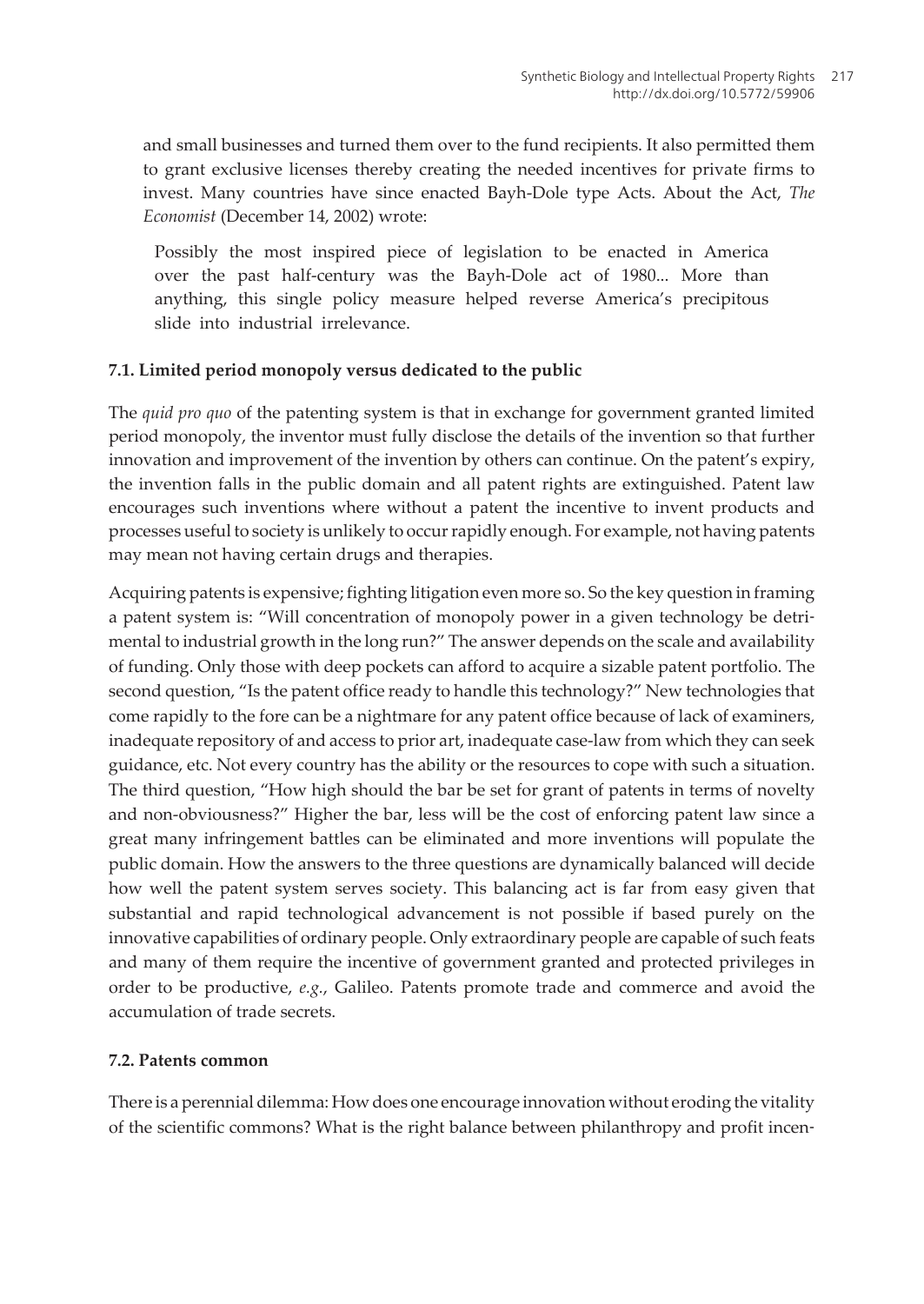and small businesses and turned them over to the fund recipients. It also permitted them to grant exclusive licenses thereby creating the needed incentives for private firms to invest. Many countries have since enacted Bayh-Dole type Acts. About the Act, *The Economist* (December 14, 2002) wrote:

> Possibly the most inspired piece of legislation to be enacted in America over the past half-century was the Bayh-Dole act of 1980... More than anything, this single policy measure helped reverse America's precipitous slide into industrial irrelevance.

### 7.1. Limited period monopoly versus dedicated to the public

The *quid pro quo* of the patenting system is that in exchange for government granted limited period monopoly, the inventor must fully disclose the details of the invention so that further innovation and improvement of the invention by others can continue. On the patent's expiry, the invention falls in the public domain and all patent rights are extinguished. Patent law encourages such inventions where without a patent the incentive to invent products and processes useful to society is unlikely to occur rapidly enough. For example, not having patents may mean not having certain drugs and therapies.

Acquiring patents is expensive; fighting litigation even more so. So the key question in framing a patent system is: "Will concentration of monopoly power in a given technology be detrimental to industrial growth in the long run?" The answer depends on the scale and availability of funding. Only those with deep pockets can afford to acquire a sizable patent portfolio. The second question, "Is the patent office ready to handle this technology?" New technologies that come rapidly to the fore can be a nightmare for any patent office because of lack of examiners, inadequate repository of and access to prior art, inadequate case-law from which they can seek guidance, etc. Not every country has the ability or the resources to cope with such a situation. The third question, "How high should the bar be set for grant of patents in terms of novelty and non-obviousness?" Higher the bar, less will be the cost of enforcing patent law since a great many infringement battles can be eliminated and more inventions will populate the public domain. How the answers to the three questions are dynamically balanced will decide how well the patent system serves society. This balancing act is far from easy given that substantial and rapid technological advancement is not possible if based purely on the innovative capabilities of ordinary people. Only extraordinary people are capable of such feats and many of them require the incentive of government granted and protected privileges in order to be productive, *e.g.*, Galileo. Patents promote trade and commerce and avoid the accumulation of trade secrets.

### 7.2. Patents common

There is a perennial dilemma: How does one encourage innovation without eroding the vitality of the scientific commons? What is the right balance between philanthropy and profit incen-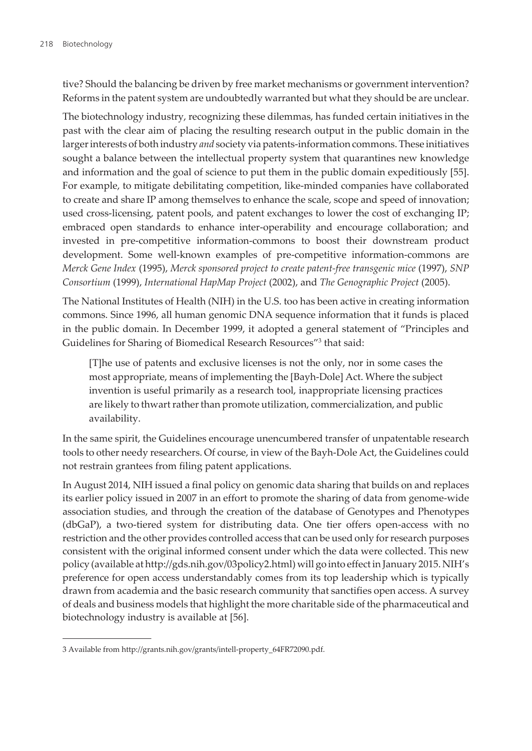tive? Should the balancing be driven by free market mechanisms or government intervention? Reforms in the patent system are undoubtedly warranted but what they should be are unclear.

The biotechnology industry, recognizing these dilemmas, has funded certain initiatives in the past with the clear aim of placing the resulting research output in the public domain in the larger interests of both industry *and* society via patents-information commons. These initiatives sought a balance between the intellectual property system that quarantines new knowledge and information and the goal of science to put them in the public domain expeditiously [55]. For example, to mitigate debilitating competition, like-minded companies have collaborated to create and share IP among themselves to enhance the scale, scope and speed of innovation; used cross-licensing, patent pools, and patent exchanges to lower the cost of exchanging IP; embraced open standards to enhance inter-operability and encourage collaboration; and invested in pre-competitive information-commons to boost their downstream product development. Some well-known examples of pre-competitive information-commons are *Merck Gene Index* (1995), *Merck sponsored project to create patent-free transgenic mice* (1997), *SNP Consortium* (1999), *International HapMap Project* (2002), and *The Genographic Project* (2005).

The National Institutes of Health (NIH) in the U.S. too has been active in creating information commons. Since 1996, all human genomic DNA sequence information that it funds is placed in the public domain. In December 1999, it adopted a general statement of "Principles and Guidelines for Sharing of Biomedical Research Resources"[3] that said:

> [T]he use of patents and exclusive licenses is not the only, nor in some cases the most appropriate, means of implementing the [Bayh-Dole] Act. Where the subject invention is useful primarily as a research tool, inappropriate licensing practices are likely to thwart rather than promote utilization, commercialization, and public availability.

In the same spirit, the Guidelines encourage unencumbered transfer of unpatentable research tools to other needy researchers. Of course, in view of the Bayh-Dole Act, the Guidelines could not restrain grantees from filing patent applications.

In August 2014, NIH issued a final policy on genomic data sharing that builds on and replaces its earlier policy issued in 2007 in an effort to promote the sharing of data from genome-wide association studies, and through the creation of the database of Genotypes and Phenotypes (dbGaP), a two-tiered system for distributing data. One tier offers open-access with no restriction and the other provides controlled access that can be used only for research purposes consistent with the original informed consent under which the data were collected. This new policy (available at http://gds.nih.gov/03policy2.html) will go into effect in January 2015. NIH's preference for open access understandably comes from its top leadership which is typically drawn from academia and the basic research community that sanctifies open access. A survey of deals and business models that highlight the more charitable side of the pharmaceutical and biotechnology industry is available at [56].

---

3 Available from http://grants.nih.gov/grants/intell-property_64FR72090.pdf.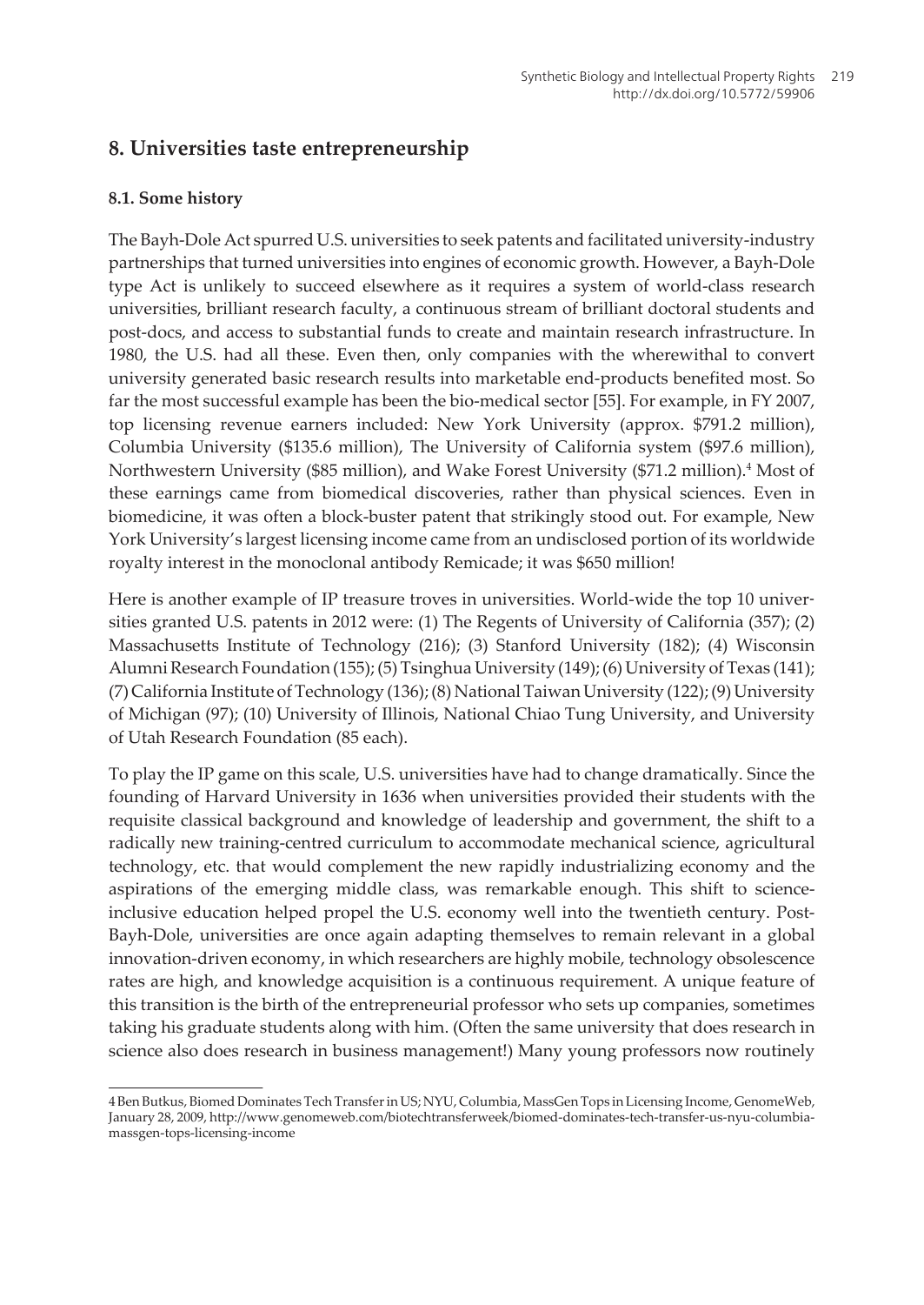## 8. Universities taste entrepreneurship

### 8.1. Some history

The Bayh-Dole Act spurred U.S. universities to seek patents and facilitated university-industry partnerships that turned universities into engines of economic growth. However, a Bayh-Dole type Act is unlikely to succeed elsewhere as it requires a system of world-class research universities, brilliant research faculty, a continuous stream of brilliant doctoral students and post-docs, and access to substantial funds to create and maintain research infrastructure. In 1980, the U.S. had all these. Even then, only companies with the wherewithal to convert university generated basic research results into marketable end-products benefited most. So far the most successful example has been the bio-medical sector [55]. For example, in FY 2007, top licensing revenue earners included: New York University (approx. \$791.2 million), Columbia University (\$135.6 million), The University of California system (\$97.6 million), Northwestern University (\$85 million), and Wake Forest University (\$71.2 million).[4] Most of these earnings came from biomedical discoveries, rather than physical sciences. Even in biomedicine, it was often a block-buster patent that strikingly stood out. For example, New York University's largest licensing income came from an undisclosed portion of its worldwide royalty interest in the monoclonal antibody Remicade; it was \$650 million!

Here is another example of IP treasure troves in universities. World-wide the top 10 universities granted U.S. patents in 2012 were: (1) The Regents of University of California (357); (2) Massachusetts Institute of Technology (216); (3) Stanford University (182); (4) Wisconsin Alumni Research Foundation (155); (5) Tsinghua University (149); (6) University of Texas (141); (7) California Institute of Technology (136); (8) National Taiwan University (122); (9) University of Michigan (97); (10) University of Illinois, National Chiao Tung University, and University of Utah Research Foundation (85 each).

To play the IP game on this scale, U.S. universities have had to change dramatically. Since the founding of Harvard University in 1636 when universities provided their students with the requisite classical background and knowledge of leadership and government, the shift to a radically new training-centred curriculum to accommodate mechanical science, agricultural technology, etc. that would complement the new rapidly industrializing economy and the aspirations of the emerging middle class, was remarkable enough. This shift to science-inclusive education helped propel the U.S. economy well into the twentieth century. Post-Bayh-Dole, universities are once again adapting themselves to remain relevant in a global innovation-driven economy, in which researchers are highly mobile, technology obsolescence rates are high, and knowledge acquisition is a continuous requirement. A unique feature of this transition is the birth of the entrepreneurial professor who sets up companies, sometimes taking his graduate students along with him. (Often the same university that does research in science also does research in business management!) Many young professors now routinely

4 Ben Butkus, Biomed Dominates Tech Transfer in US; NYU, Columbia, MassGen Tops in Licensing Income, GenomeWeb, January 28, 2009, http://www.genomeweb.com/biotechtransferweek/biomed-dominates-tech-transfer-us-nyu-columbia-massgen-tops-licensing-income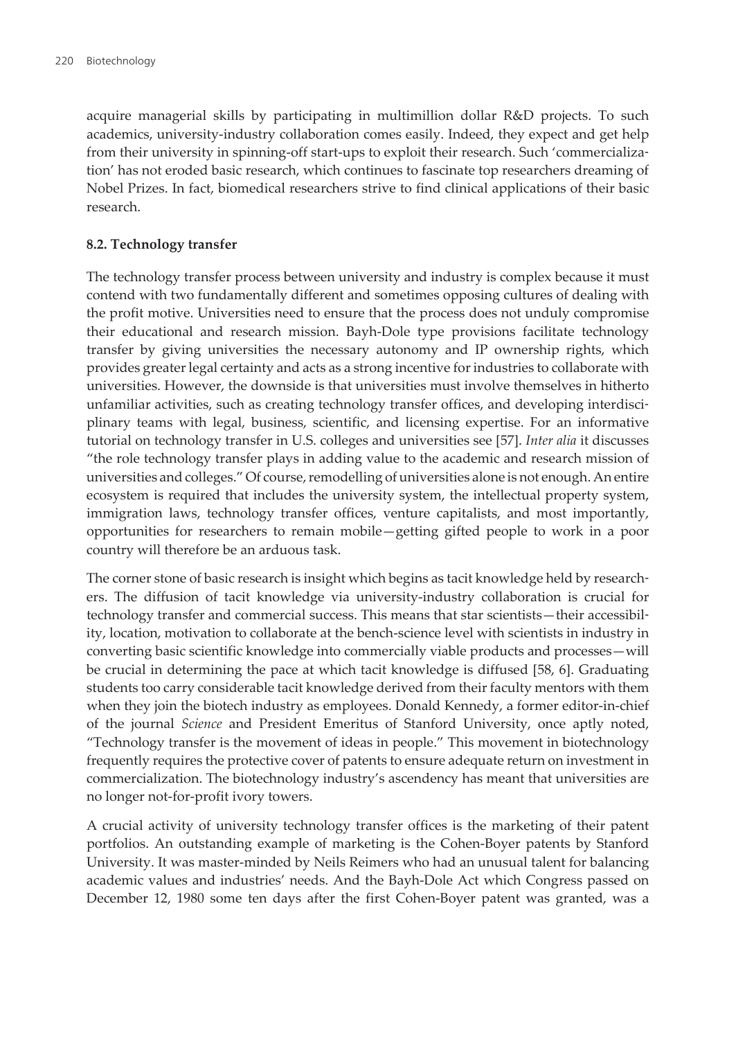acquire managerial skills by participating in multimillion dollar R&D projects. To such academics, university-industry collaboration comes easily. Indeed, they expect and get help from their university in spinning-off start-ups to exploit their research. Such 'commercialization' has not eroded basic research, which continues to fascinate top researchers dreaming of Nobel Prizes. In fact, biomedical researchers strive to find clinical applications of their basic research.

### 8.2. Technology transfer

The technology transfer process between university and industry is complex because it must contend with two fundamentally different and sometimes opposing cultures of dealing with the profit motive. Universities need to ensure that the process does not unduly compromise their educational and research mission. Bayh-Dole type provisions facilitate technology transfer by giving universities the necessary autonomy and IP ownership rights, which provides greater legal certainty and acts as a strong incentive for industries to collaborate with universities. However, the downside is that universities must involve themselves in hitherto unfamiliar activities, such as creating technology transfer offices, and developing interdisciplinary teams with legal, business, scientific, and licensing expertise. For an informative tutorial on technology transfer in U.S. colleges and universities see [57]. *Inter alia* it discusses "the role technology transfer plays in adding value to the academic and research mission of universities and colleges." Of course, remodelling of universities alone is not enough. An entire ecosystem is required that includes the university system, the intellectual property system, immigration laws, technology transfer offices, venture capitalists, and most importantly, opportunities for researchers to remain mobile—getting gifted people to work in a poor country will therefore be an arduous task.

The corner stone of basic research is insight which begins as tacit knowledge held by researchers. The diffusion of tacit knowledge via university-industry collaboration is crucial for technology transfer and commercial success. This means that star scientists—their accessibility, location, motivation to collaborate at the bench-science level with scientists in industry in converting basic scientific knowledge into commercially viable products and processes—will be crucial in determining the pace at which tacit knowledge is diffused [58, 6]. Graduating students too carry considerable tacit knowledge derived from their faculty mentors with them when they join the biotech industry as employees. Donald Kennedy, a former editor-in-chief of the journal *Science* and President Emeritus of Stanford University, once aptly noted, "Technology transfer is the movement of ideas in people." This movement in biotechnology frequently requires the protective cover of patents to ensure adequate return on investment in commercialization. The biotechnology industry's ascendency has meant that universities are no longer not-for-profit ivory towers.

A crucial activity of university technology transfer offices is the marketing of their patent portfolios. An outstanding example of marketing is the Cohen-Boyer patents by Stanford University. It was master-minded by Neils Reimers who had an unusual talent for balancing academic values and industries' needs. And the Bayh-Dole Act which Congress passed on December 12, 1980 some ten days after the first Cohen-Boyer patent was granted, was a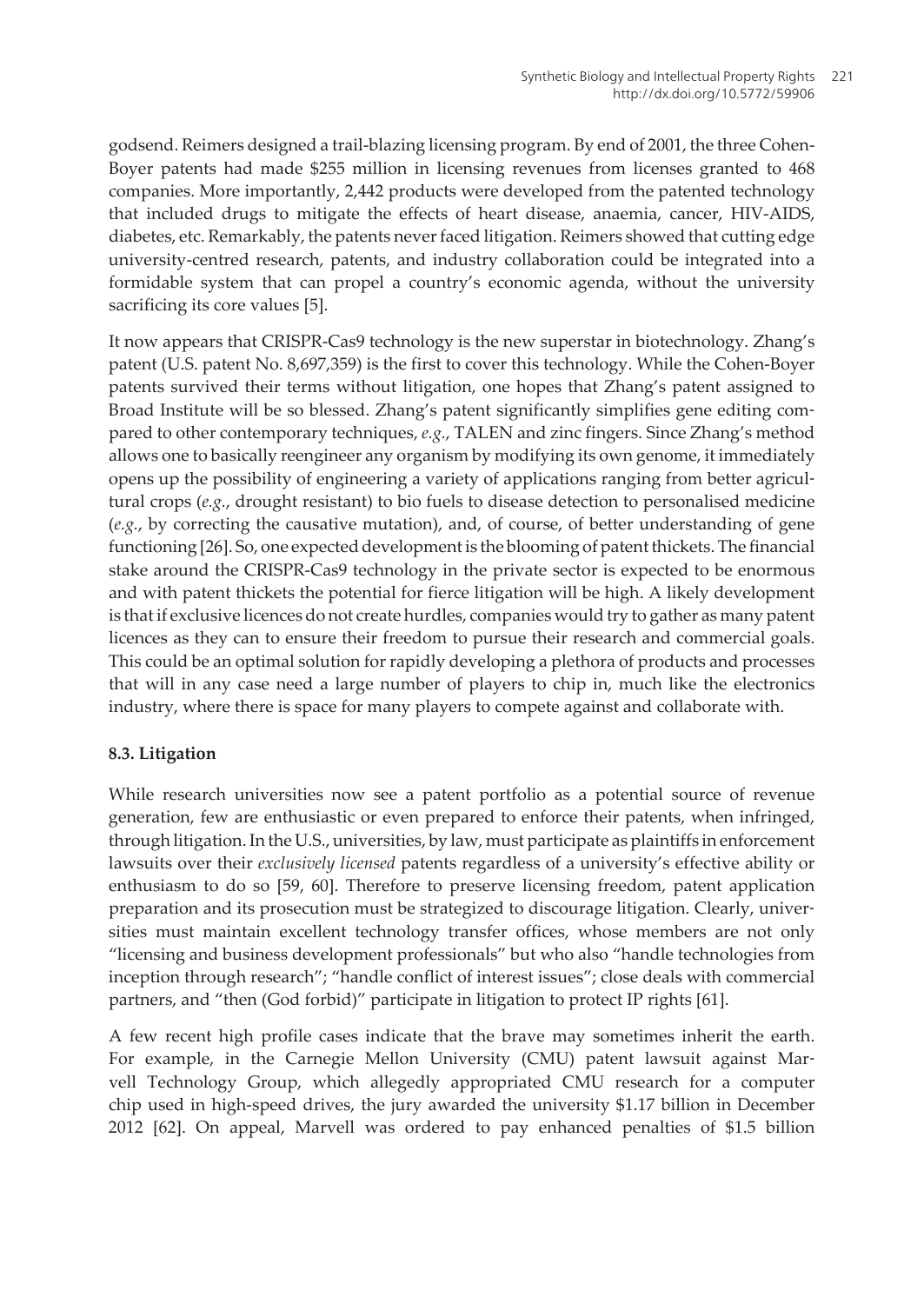godsend. Reimers designed a trail-blazing licensing program. By end of 2001, the three Cohen-Boyer patents had made $255 million in licensing revenues from licenses granted to 468 companies. More importantly, 2,442 products were developed from the patented technology that included drugs to mitigate the effects of heart disease, anaemia, cancer, HIV-AIDS, diabetes, etc. Remarkably, the patents never faced litigation. Reimers showed that cutting edge university-centred research, patents, and industry collaboration could be integrated into a formidable system that can propel a country's economic agenda, without the university sacrificing its core values [5].

It now appears that CRISPR-Cas9 technology is the new superstar in biotechnology. Zhang's patent (U.S. patent No. 8,697,359) is the first to cover this technology. While the Cohen-Boyer patents survived their terms without litigation, one hopes that Zhang's patent assigned to Broad Institute will be so blessed. Zhang's patent significantly simplifies gene editing compared to other contemporary techniques, *e.g.*, TALEN and zinc fingers. Since Zhang's method allows one to basically reengineer any organism by modifying its own genome, it immediately opens up the possibility of engineering a variety of applications ranging from better agricultural crops (*e.g.*, drought resistant) to bio fuels to disease detection to personalised medicine (*e.g.*, by correcting the causative mutation), and, of course, of better understanding of gene functioning [26]. So, one expected development is the blooming of patent thickets. The financial stake around the CRISPR-Cas9 technology in the private sector is expected to be enormous and with patent thickets the potential for fierce litigation will be high. A likely development is that if exclusive licences do not create hurdles, companies would try to gather as many patent licences as they can to ensure their freedom to pursue their research and commercial goals. This could be an optimal solution for rapidly developing a plethora of products and processes that will in any case need a large number of players to chip in, much like the electronics industry, where there is space for many players to compete against and collaborate with.

### 8.3. Litigation

While research universities now see a patent portfolio as a potential source of revenue generation, few are enthusiastic or even prepared to enforce their patents, when infringed, through litigation. In the U.S., universities, by law, must participate as plaintiffs in enforcement lawsuits over their *exclusively licensed* patents regardless of a university's effective ability or enthusiasm to do so [59, 60]. Therefore to preserve licensing freedom, patent application preparation and its prosecution must be strategized to discourage litigation. Clearly, universities must maintain excellent technology transfer offices, whose members are not only "licensing and business development professionals" but who also "handle technologies from inception through research"; "handle conflict of interest issues"; close deals with commercial partners, and "then (God forbid)" participate in litigation to protect IP rights [61].

A few recent high profile cases indicate that the brave may sometimes inherit the earth. For example, in the Carnegie Mellon University (CMU) patent lawsuit against Marvell Technology Group, which allegedly appropriated CMU research for a computer chip used in high-speed drives, the jury awarded the university $1.17 billion in December 2012 [62]. On appeal, Marvell was ordered to pay enhanced penalties of $1.5 billion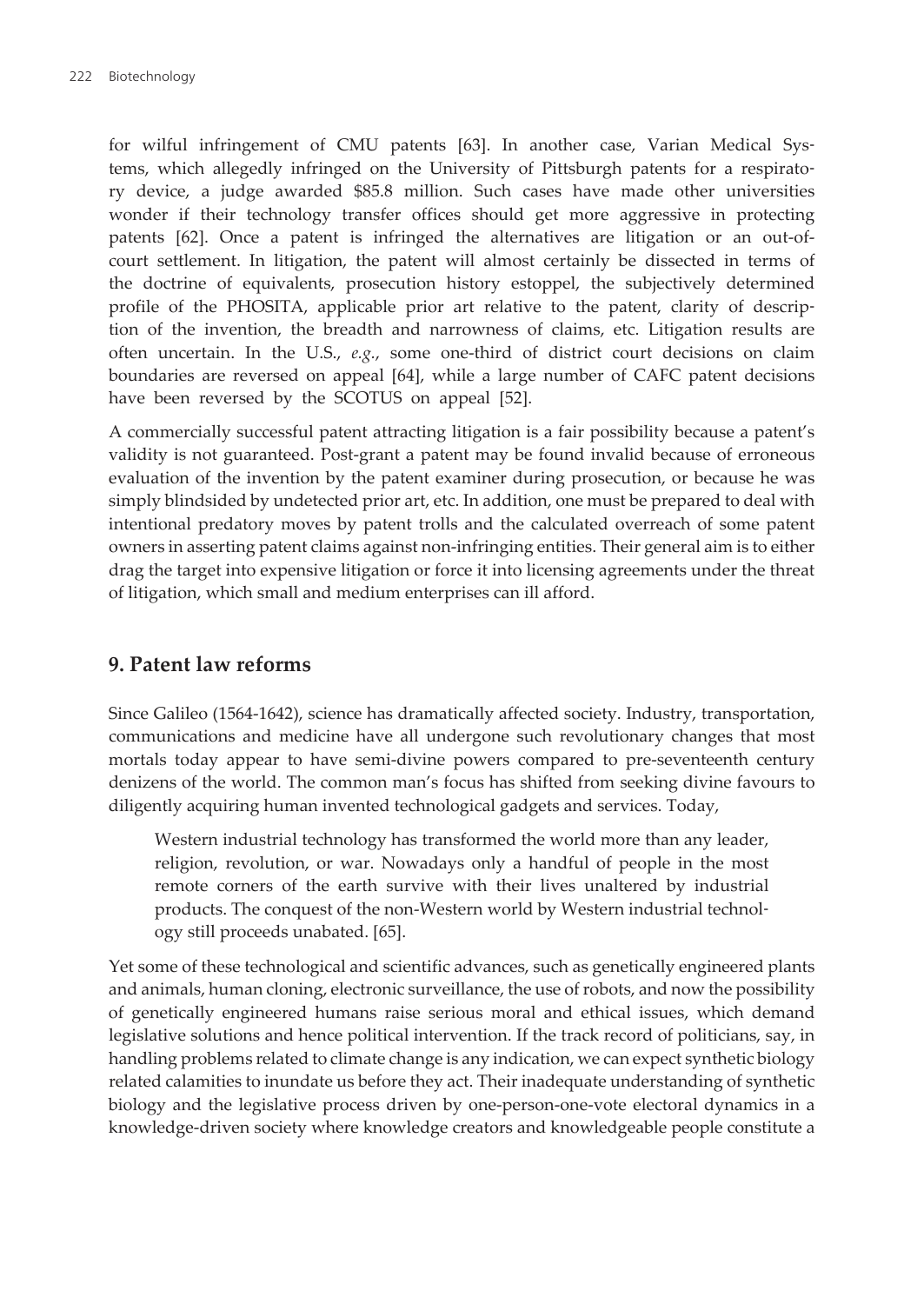for wilful infringement of CMU patents [63]. In another case, Varian Medical Systems, which allegedly infringed on the University of Pittsburgh patents for a respiratory device, a judge awarded \$85.8 million. Such cases have made other universities wonder if their technology transfer offices should get more aggressive in protecting patents [62]. Once a patent is infringed the alternatives are litigation or an out-of-court settlement. In litigation, the patent will almost certainly be dissected in terms of the doctrine of equivalents, prosecution history estoppel, the subjectively determined profile of the PHOSITA, applicable prior art relative to the patent, clarity of description of the invention, the breadth and narrowness of claims, etc. Litigation results are often uncertain. In the U.S., *e.g.*, some one-third of district court decisions on claim boundaries are reversed on appeal [64], while a large number of CAFC patent decisions have been reversed by the SCOTUS on appeal [52].

A commercially successful patent attracting litigation is a fair possibility because a patent's validity is not guaranteed. Post-grant a patent may be found invalid because of erroneous evaluation of the invention by the patent examiner during prosecution, or because he was simply blindsided by undetected prior art, etc. In addition, one must be prepared to deal with intentional predatory moves by patent trolls and the calculated overreach of some patent owners in asserting patent claims against non-infringing entities. Their general aim is to either drag the target into expensive litigation or force it into licensing agreements under the threat of litigation, which small and medium enterprises can ill afford.

## 9. Patent law reforms

Since Galileo (1564-1642), science has dramatically affected society. Industry, transportation, communications and medicine have all undergone such revolutionary changes that most mortals today appear to have semi-divine powers compared to pre-seventeenth century denizens of the world. The common man's focus has shifted from seeking divine favours to diligently acquiring human invented technological gadgets and services. Today,

> Western industrial technology has transformed the world more than any leader, religion, revolution, or war. Nowadays only a handful of people in the most remote corners of the earth survive with their lives unaltered by industrial products. The conquest of the non-Western world by Western industrial technology still proceeds unabated. [65].

Yet some of these technological and scientific advances, such as genetically engineered plants and animals, human cloning, electronic surveillance, the use of robots, and now the possibility of genetically engineered humans raise serious moral and ethical issues, which demand legislative solutions and hence political intervention. If the track record of politicians, say, in handling problems related to climate change is any indication, we can expect synthetic biology related calamities to inundate us before they act. Their inadequate understanding of synthetic biology and the legislative process driven by one-person-one-vote electoral dynamics in a knowledge-driven society where knowledge creators and knowledgeable people constitute a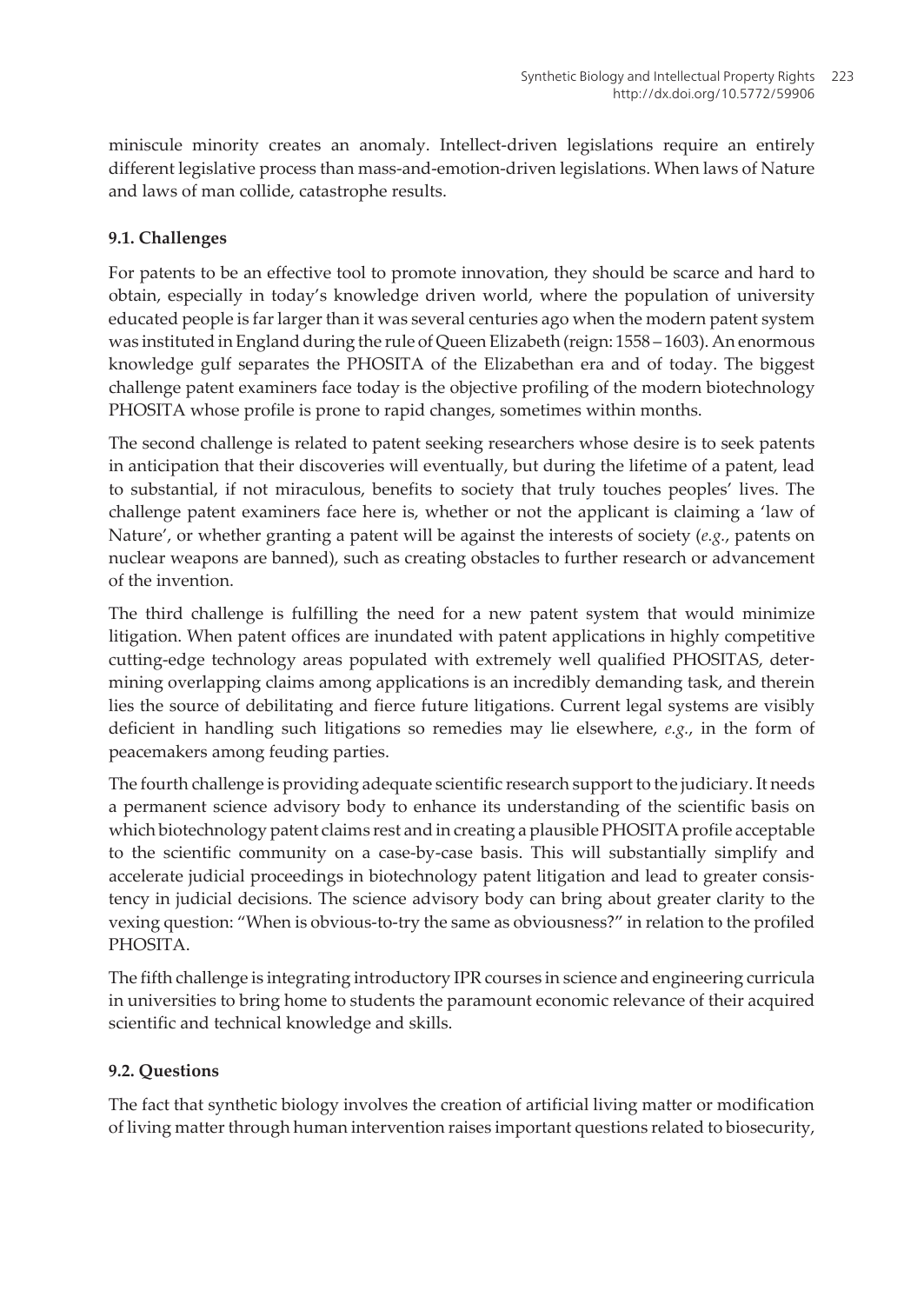miniscule minority creates an anomaly. Intellect-driven legislations require an entirely different legislative process than mass-and-emotion-driven legislations. When laws of Nature and laws of man collide, catastrophe results.

### 9.1. Challenges

For patents to be an effective tool to promote innovation, they should be scarce and hard to obtain, especially in today's knowledge driven world, where the population of university educated people is far larger than it was several centuries ago when the modern patent system was instituted in England during the rule of Queen Elizabeth (reign: 1558 – 1603). An enormous knowledge gulf separates the PHOSITA of the Elizabethan era and of today. The biggest challenge patent examiners face today is the objective profiling of the modern biotechnology PHOSITA whose profile is prone to rapid changes, sometimes within months.

The second challenge is related to patent seeking researchers whose desire is to seek patents in anticipation that their discoveries will eventually, but during the lifetime of a patent, lead to substantial, if not miraculous, benefits to society that truly touches peoples' lives. The challenge patent examiners face here is, whether or not the applicant is claiming a 'law of Nature', or whether granting a patent will be against the interests of society (*e.g.*, patents on nuclear weapons are banned), such as creating obstacles to further research or advancement of the invention.

The third challenge is fulfilling the need for a new patent system that would minimize litigation. When patent offices are inundated with patent applications in highly competitive cutting-edge technology areas populated with extremely well qualified PHOSITAS, determining overlapping claims among applications is an incredibly demanding task, and therein lies the source of debilitating and fierce future litigations. Current legal systems are visibly deficient in handling such litigations so remedies may lie elsewhere, *e.g.*, in the form of peacemakers among feuding parties.

The fourth challenge is providing adequate scientific research support to the judiciary. It needs a permanent science advisory body to enhance its understanding of the scientific basis on which biotechnology patent claims rest and in creating a plausible PHOSITA profile acceptable to the scientific community on a case-by-case basis. This will substantially simplify and accelerate judicial proceedings in biotechnology patent litigation and lead to greater consistency in judicial decisions. The science advisory body can bring about greater clarity to the vexing question: "When is obvious-to-try the same as obviousness?" in relation to the profiled PHOSITA.

The fifth challenge is integrating introductory IPR courses in science and engineering curricula in universities to bring home to students the paramount economic relevance of their acquired scientific and technical knowledge and skills.

### 9.2. Questions

The fact that synthetic biology involves the creation of artificial living matter or modification of living matter through human intervention raises important questions related to biosecurity,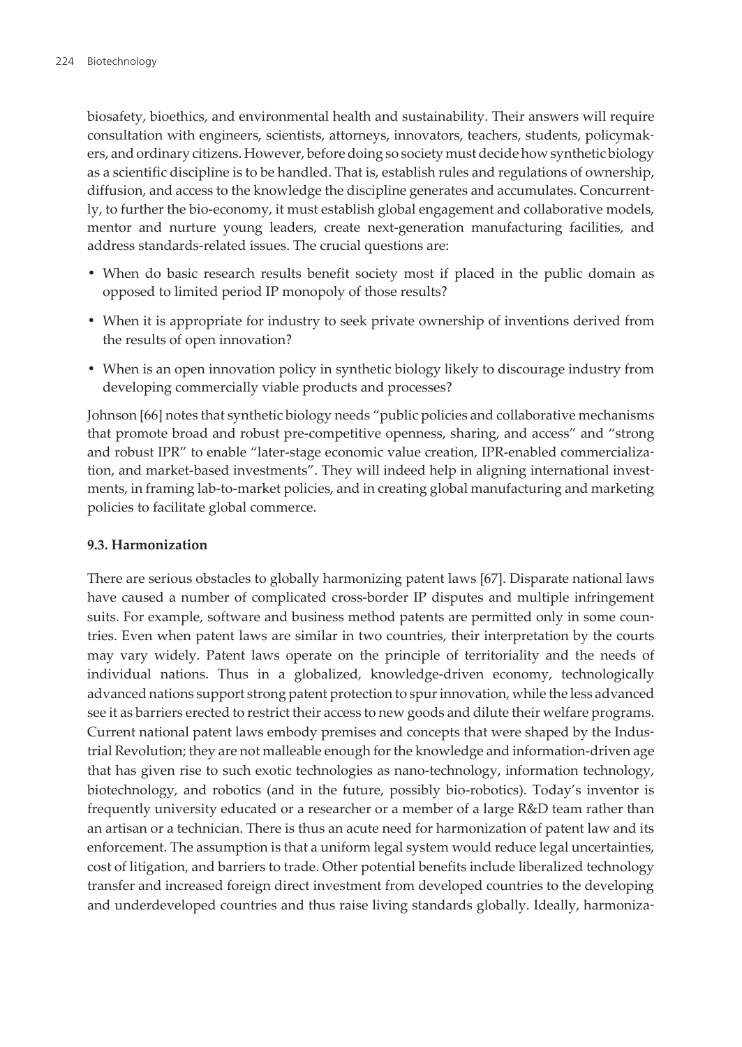biosafety, bioethics, and environmental health and sustainability. Their answers will require consultation with engineers, scientists, attorneys, innovators, teachers, students, policymakers, and ordinary citizens. However, before doing so society must decide how synthetic biology as a scientific discipline is to be handled. That is, establish rules and regulations of ownership, diffusion, and access to the knowledge the discipline generates and accumulates. Concurrently, to further the bio-economy, it must establish global engagement and collaborative models, mentor and nurture young leaders, create next-generation manufacturing facilities, and address standards-related issues. The crucial questions are:

- When do basic research results benefit society most if placed in the public domain as opposed to limited period IP monopoly of those results?
- When it is appropriate for industry to seek private ownership of inventions derived from the results of open innovation?
- When is an open innovation policy in synthetic biology likely to discourage industry from developing commercially viable products and processes?

Johnson [66] notes that synthetic biology needs "public policies and collaborative mechanisms that promote broad and robust pre-competitive openness, sharing, and access" and "strong and robust IPR" to enable "later-stage economic value creation, IPR-enabled commercialization, and market-based investments". They will indeed help in aligning international investments, in framing lab-to-market policies, and in creating global manufacturing and marketing policies to facilitate global commerce.

### 9.3. Harmonization

There are serious obstacles to globally harmonizing patent laws [67]. Disparate national laws have caused a number of complicated cross-border IP disputes and multiple infringement suits. For example, software and business method patents are permitted only in some countries. Even when patent laws are similar in two countries, their interpretation by the courts may vary widely. Patent laws operate on the principle of territoriality and the needs of individual nations. Thus in a globalized, knowledge-driven economy, technologically advanced nations support strong patent protection to spur innovation, while the less advanced see it as barriers erected to restrict their access to new goods and dilute their welfare programs. Current national patent laws embody premises and concepts that were shaped by the Industrial Revolution; they are not malleable enough for the knowledge and information-driven age that has given rise to such exotic technologies as nano-technology, information technology, biotechnology, and robotics (and in the future, possibly bio-robotics). Today's inventor is frequently university educated or a researcher or a member of a large R&D team rather than an artisan or a technician. There is thus an acute need for harmonization of patent law and its enforcement. The assumption is that a uniform legal system would reduce legal uncertainties, cost of litigation, and barriers to trade. Other potential benefits include liberalized technology transfer and increased foreign direct investment from developed countries to the developing and underdeveloped countries and thus raise living standards globally. Ideally, harmoniza-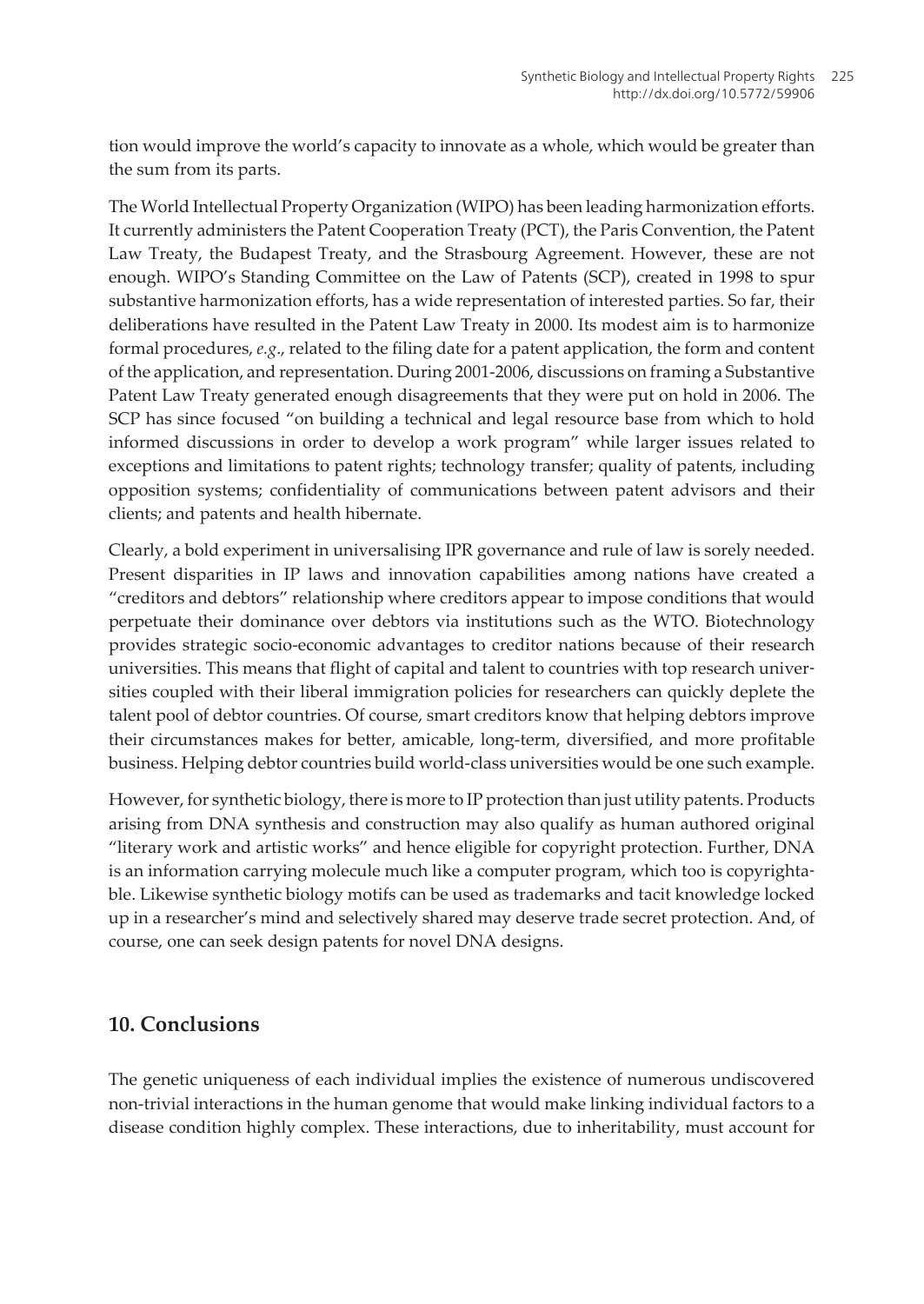tion would improve the world's capacity to innovate as a whole, which would be greater than the sum from its parts.

The World Intellectual Property Organization (WIPO) has been leading harmonization efforts. It currently administers the Patent Cooperation Treaty (PCT), the Paris Convention, the Patent Law Treaty, the Budapest Treaty, and the Strasbourg Agreement. However, these are not enough. WIPO's Standing Committee on the Law of Patents (SCP), created in 1998 to spur substantive harmonization efforts, has a wide representation of interested parties. So far, their deliberations have resulted in the Patent Law Treaty in 2000. Its modest aim is to harmonize formal procedures, *e.g*., related to the filing date for a patent application, the form and content of the application, and representation. During 2001-2006, discussions on framing a Substantive Patent Law Treaty generated enough disagreements that they were put on hold in 2006. The SCP has since focused "on building a technical and legal resource base from which to hold informed discussions in order to develop a work program" while larger issues related to exceptions and limitations to patent rights; technology transfer; quality of patents, including opposition systems; confidentiality of communications between patent advisors and their clients; and patents and health hibernate.

Clearly, a bold experiment in universalising IPR governance and rule of law is sorely needed. Present disparities in IP laws and innovation capabilities among nations have created a "creditors and debtors" relationship where creditors appear to impose conditions that would perpetuate their dominance over debtors via institutions such as the WTO. Biotechnology provides strategic socio-economic advantages to creditor nations because of their research universities. This means that flight of capital and talent to countries with top research universities coupled with their liberal immigration policies for researchers can quickly deplete the talent pool of debtor countries. Of course, smart creditors know that helping debtors improve their circumstances makes for better, amicable, long-term, diversified, and more profitable business. Helping debtor countries build world-class universities would be one such example.

However, for synthetic biology, there is more to IP protection than just utility patents. Products arising from DNA synthesis and construction may also qualify as human authored original "literary work and artistic works" and hence eligible for copyright protection. Further, DNA is an information carrying molecule much like a computer program, which too is copyrightable. Likewise synthetic biology motifs can be used as trademarks and tacit knowledge locked up in a researcher's mind and selectively shared may deserve trade secret protection. And, of course, one can seek design patents for novel DNA designs.

## 10. Conclusions

The genetic uniqueness of each individual implies the existence of numerous undiscovered non-trivial interactions in the human genome that would make linking individual factors to a disease condition highly complex. These interactions, due to inheritability, must account for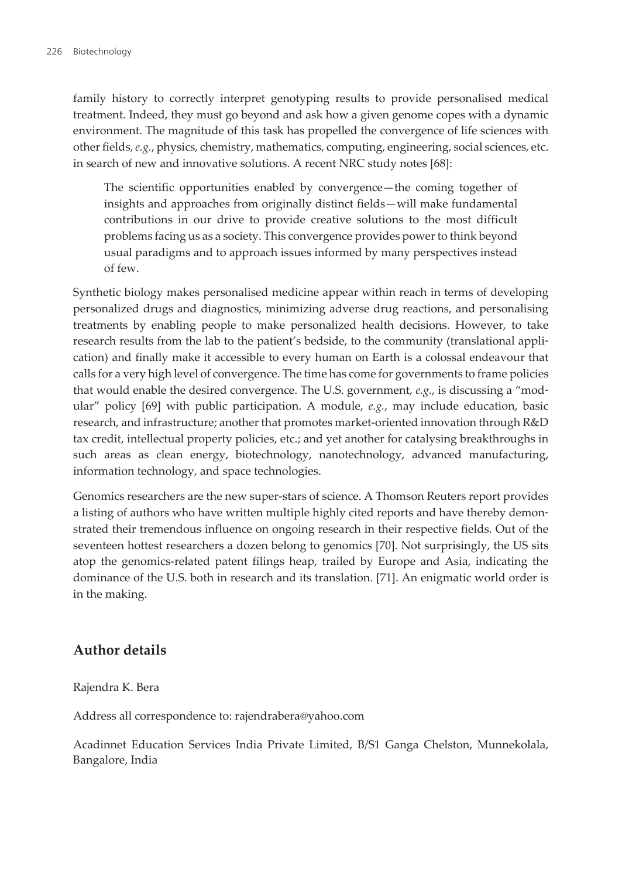family history to correctly interpret genotyping results to provide personalised medical treatment. Indeed, they must go beyond and ask how a given genome copes with a dynamic environment. The magnitude of this task has propelled the convergence of life sciences with other fields, *e.g.*, physics, chemistry, mathematics, computing, engineering, social sciences, etc. in search of new and innovative solutions. A recent NRC study notes [68]:

> The scientific opportunities enabled by convergence—the coming together of insights and approaches from originally distinct fields—will make fundamental contributions in our drive to provide creative solutions to the most difficult problems facing us as a society. This convergence provides power to think beyond usual paradigms and to approach issues informed by many perspectives instead of few.

Synthetic biology makes personalised medicine appear within reach in terms of developing personalized drugs and diagnostics, minimizing adverse drug reactions, and personalising treatments by enabling people to make personalized health decisions. However, to take research results from the lab to the patient's bedside, to the community (translational application) and finally make it accessible to every human on Earth is a colossal endeavour that calls for a very high level of convergence. The time has come for governments to frame policies that would enable the desired convergence. The U.S. government, *e.g.*, is discussing a "modular" policy [69] with public participation. A module, *e.g.*, may include education, basic research, and infrastructure; another that promotes market-oriented innovation through R&D tax credit, intellectual property policies, etc.; and yet another for catalysing breakthroughs in such areas as clean energy, biotechnology, nanotechnology, advanced manufacturing, information technology, and space technologies.

Genomics researchers are the new super-stars of science. A Thomson Reuters report provides a listing of authors who have written multiple highly cited reports and have thereby demonstrated their tremendous influence on ongoing research in their respective fields. Out of the seventeen hottest researchers a dozen belong to genomics [70]. Not surprisingly, the US sits atop the genomics-related patent filings heap, trailed by Europe and Asia, indicating the dominance of the U.S. both in research and its translation. [71]. An enigmatic world order is in the making.

## Author details

Rajendra K. Bera

Address all correspondence to: rajendrabera@yahoo.com

Acadinnet Education Services India Private Limited, B/S1 Ganga Chelston, Munnekolala, Bangalore, India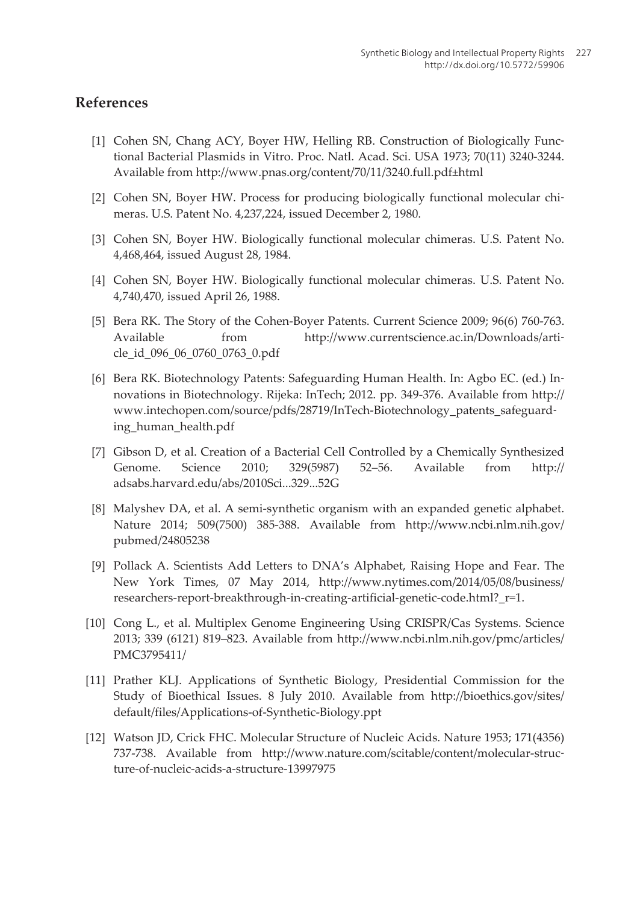## References

[1] Cohen SN, Chang ACY, Boyer HW, Helling RB. Construction of Biologically Functional Bacterial Plasmids in Vitro. Proc. Natl. Acad. Sci. USA 1973; 70(11) 3240-3244. Available from http://www.pnas.org/content/70/11/3240.full.pdf±html

[2] Cohen SN, Boyer HW. Process for producing biologically functional molecular chimeras. U.S. Patent No. 4,237,224, issued December 2, 1980.

[3] Cohen SN, Boyer HW. Biologically functional molecular chimeras. U.S. Patent No. 4,468,464, issued August 28, 1984.

[4] Cohen SN, Boyer HW. Biologically functional molecular chimeras. U.S. Patent No. 4,740,470, issued April 26, 1988.

[5] Bera RK. The Story of the Cohen-Boyer Patents. Current Science 2009; 96(6) 760-763. Available from http://www.currentscience.ac.in/Downloads/article_id_096_06_0760_0763_0.pdf

[6] Bera RK. Biotechnology Patents: Safeguarding Human Health. In: Agbo EC. (ed.) Innovations in Biotechnology. Rijeka: InTech; 2012. pp. 349-376. Available from http://www.intechopen.com/source/pdfs/28719/InTech-Biotechnology_patents_safeguarding_human_health.pdf

[7] Gibson D, et al. Creation of a Bacterial Cell Controlled by a Chemically Synthesized Genome. Science 2010; 329(5987) 52–56. Available from http://adsabs.harvard.edu/abs/2010Sci...329...52G

[8] Malyshev DA, et al. A semi-synthetic organism with an expanded genetic alphabet. Nature 2014; 509(7500) 385-388. Available from http://www.ncbi.nlm.nih.gov/pubmed/24805238

[9] Pollack A. Scientists Add Letters to DNA's Alphabet, Raising Hope and Fear. The New York Times, 07 May 2014, http://www.nytimes.com/2014/05/08/business/researchers-report-breakthrough-in-creating-artificial-genetic-code.html?_r=1.

[10] Cong L., et al. Multiplex Genome Engineering Using CRISPR/Cas Systems. Science 2013; 339 (6121) 819–823. Available from http://www.ncbi.nlm.nih.gov/pmc/articles/PMC3795411/

[11] Prather KLJ. Applications of Synthetic Biology, Presidential Commission for the Study of Bioethical Issues. 8 July 2010. Available from http://bioethics.gov/sites/default/files/Applications-of-Synthetic-Biology.ppt

[12] Watson JD, Crick FHC. Molecular Structure of Nucleic Acids. Nature 1953; 171(4356) 737-738. Available from http://www.nature.com/scitable/content/molecular-structure-of-nucleic-acids-a-structure-13997975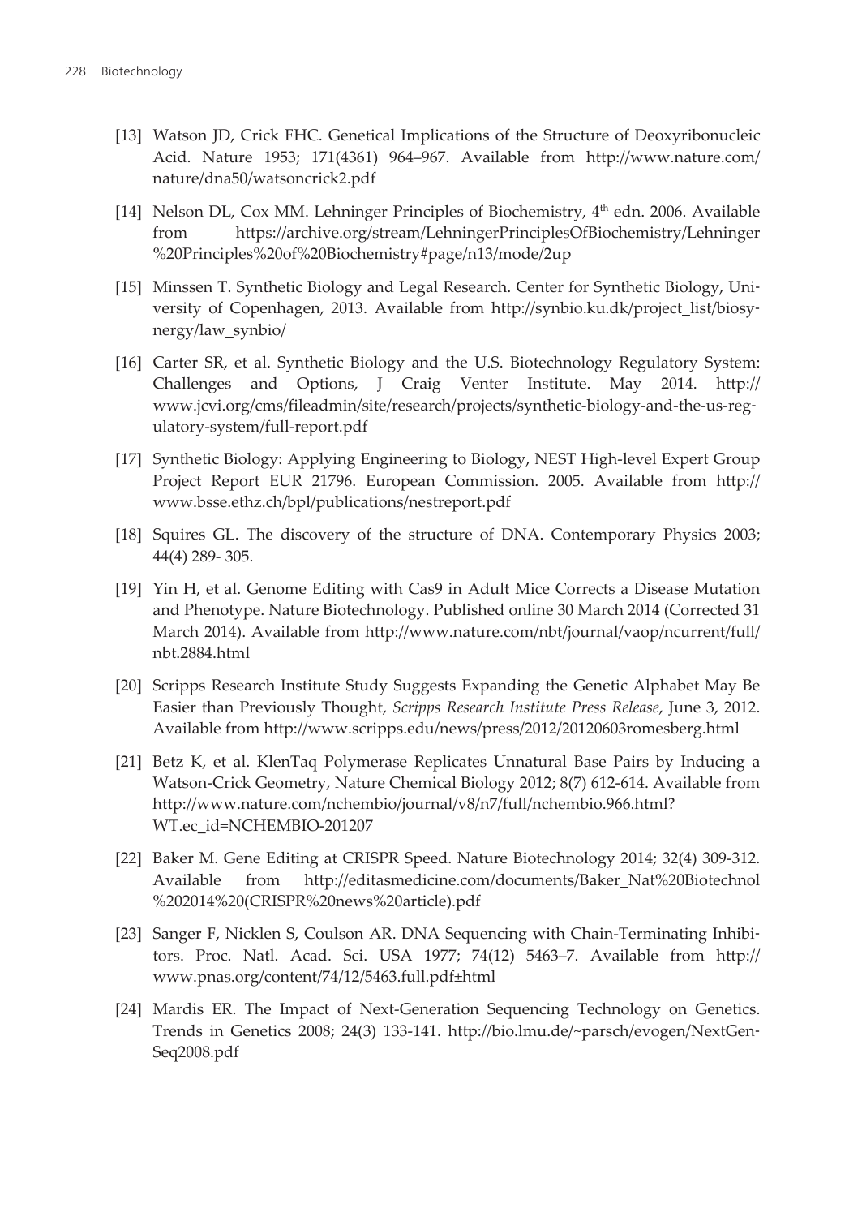[13] Watson JD, Crick FHC. Genetical Implications of the Structure of Deoxyribonucleic Acid. Nature 1953; 171(4361) 964–967. Available from http://www.nature.com/nature/dna50/watsoncrick2.pdf

[14] Nelson DL, Cox MM. Lehninger Principles of Biochemistry, 4th edn. 2006. Available from https://archive.org/stream/LehningerPrinciplesOfBiochemistry/Lehninger%20Principles%20of%20Biochemistry#page/n13/mode/2up

[15] Minssen T. Synthetic Biology and Legal Research. Center for Synthetic Biology, University of Copenhagen, 2013. Available from http://synbio.ku.dk/project_list/biosynergy/law_synbio/

[16] Carter SR, et al. Synthetic Biology and the U.S. Biotechnology Regulatory System: Challenges and Options, J Craig Venter Institute. May 2014. http://www.jcvi.org/cms/fileadmin/site/research/projects/synthetic-biology-and-the-us-regulatory-system/full-report.pdf

[17] Synthetic Biology: Applying Engineering to Biology, NEST High-level Expert Group Project Report EUR 21796. European Commission. 2005. Available from http://www.bsse.ethz.ch/bpl/publications/nestreport.pdf

[18] Squires GL. The discovery of the structure of DNA. Contemporary Physics 2003; 44(4) 289- 305.

[19] Yin H, et al. Genome Editing with Cas9 in Adult Mice Corrects a Disease Mutation and Phenotype. Nature Biotechnology. Published online 30 March 2014 (Corrected 31 March 2014). Available from http://www.nature.com/nbt/journal/vaop/ncurrent/full/nbt.2884.html

[20] Scripps Research Institute Study Suggests Expanding the Genetic Alphabet May Be Easier than Previously Thought, *Scripps Research Institute Press Release*, June 3, 2012. Available from http://www.scripps.edu/news/press/2012/20120603romesberg.html

[21] Betz K, et al. KlenTaq Polymerase Replicates Unnatural Base Pairs by Inducing a Watson-Crick Geometry, Nature Chemical Biology 2012; 8(7) 612-614. Available from http://www.nature.com/nchembio/journal/v8/n7/full/nchembio.966.html?WT.ec_id=NCHEMBIO-201207

[22] Baker M. Gene Editing at CRISPR Speed. Nature Biotechnology 2014; 32(4) 309-312. Available from http://editasmedicine.com/documents/Baker_Nat%20Biotechnol%202014%20(CRISPR%20news%20article).pdf

[23] Sanger F, Nicklen S, Coulson AR. DNA Sequencing with Chain-Terminating Inhibitors. Proc. Natl. Acad. Sci. USA 1977; 74(12) 5463–7. Available from http://www.pnas.org/content/74/12/5463.full.pdf±html

[24] Mardis ER. The Impact of Next-Generation Sequencing Technology on Genetics. Trends in Genetics 2008; 24(3) 133-141. http://bio.lmu.de/~parsch/evogen/NextGenSeq2008.pdf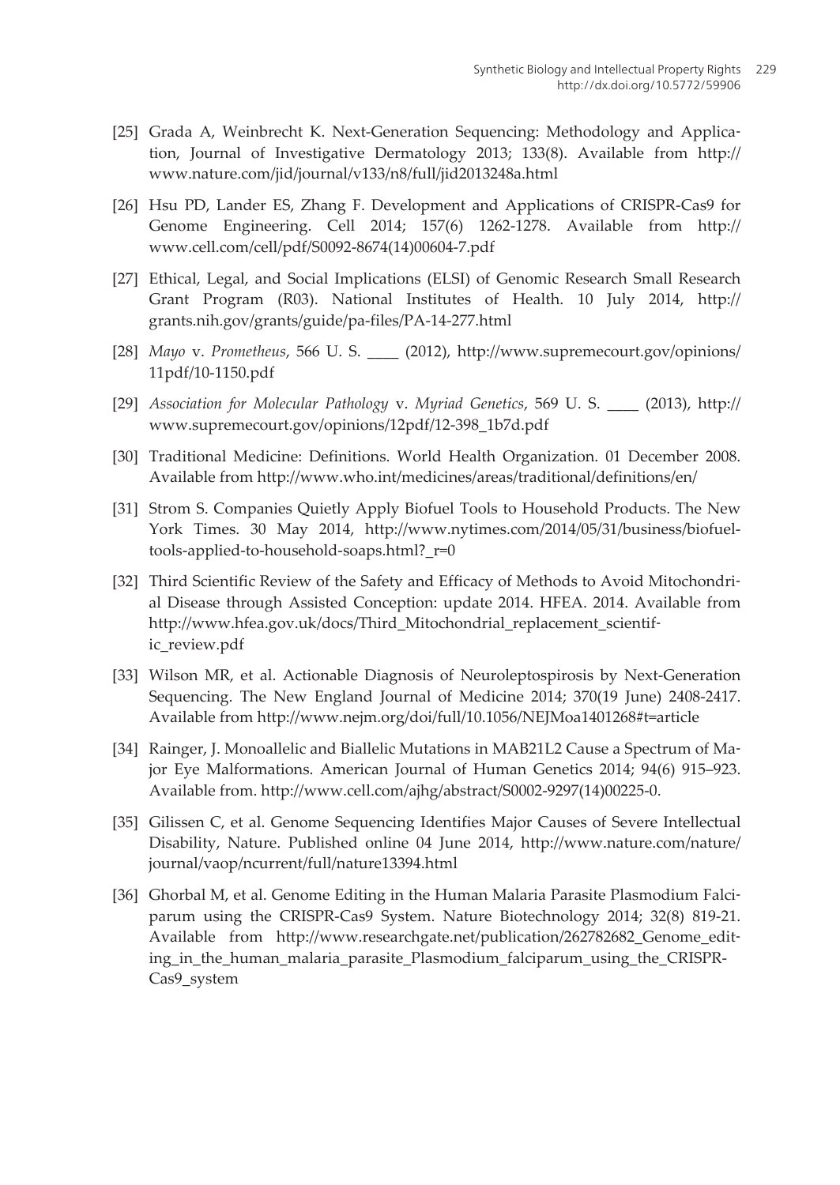[25] Grada A, Weinbrecht K. Next-Generation Sequencing: Methodology and Application, Journal of Investigative Dermatology 2013; 133(8). Available from http://www.nature.com/jid/journal/v133/n8/full/jid2013248a.html

[26] Hsu PD, Lander ES, Zhang F. Development and Applications of CRISPR-Cas9 for Genome Engineering. Cell 2014; 157(6) 1262-1278. Available from http://www.cell.com/cell/pdf/S0092-8674(14)00604-7.pdf

[27] Ethical, Legal, and Social Implications (ELSI) of Genomic Research Small Research Grant Program (R03). National Institutes of Health. 10 July 2014, http://grants.nih.gov/grants/guide/pa-files/PA-14-277.html

[28] *Mayo* v. *Prometheus*, 566 U. S. ____ (2012), http://www.supremecourt.gov/opinions/11pdf/10-1150.pdf

[29] *Association for Molecular Pathology* v. *Myriad Genetics*, 569 U. S. ____ (2013), http://www.supremecourt.gov/opinions/12pdf/12-398_1b7d.pdf

[30] Traditional Medicine: Definitions. World Health Organization. 01 December 2008. Available from http://www.who.int/medicines/areas/traditional/definitions/en/

[31] Strom S. Companies Quietly Apply Biofuel Tools to Household Products. The New York Times. 30 May 2014, http://www.nytimes.com/2014/05/31/business/biofuel-tools-applied-to-household-soaps.html?_r=0

[32] Third Scientific Review of the Safety and Efficacy of Methods to Avoid Mitochondrial Disease through Assisted Conception: update 2014. HFEA. 2014. Available from http://www.hfea.gov.uk/docs/Third_Mitochondrial_replacement_scientific_review.pdf

[33] Wilson MR, et al. Actionable Diagnosis of Neuroleptospirosis by Next-Generation Sequencing. The New England Journal of Medicine 2014; 370(19 June) 2408-2417. Available from http://www.nejm.org/doi/full/10.1056/NEJMoa1401268#t=article

[34] Rainger, J. Monoallelic and Biallelic Mutations in MAB21L2 Cause a Spectrum of Major Eye Malformations. American Journal of Human Genetics 2014; 94(6) 915–923. Available from. http://www.cell.com/ajhg/abstract/S0002-9297(14)00225-0.

[35] Gilissen C, et al. Genome Sequencing Identifies Major Causes of Severe Intellectual Disability, Nature. Published online 04 June 2014, http://www.nature.com/nature/journal/vaop/ncurrent/full/nature13394.html

[36] Ghorbal M, et al. Genome Editing in the Human Malaria Parasite Plasmodium Falciparum using the CRISPR-Cas9 System. Nature Biotechnology 2014; 32(8) 819-21. Available from http://www.researchgate.net/publication/262782682_Genome_editing_in_the_human_malaria_parasite_Plasmodium_falciparum_using_the_CRISPR-Cas9_system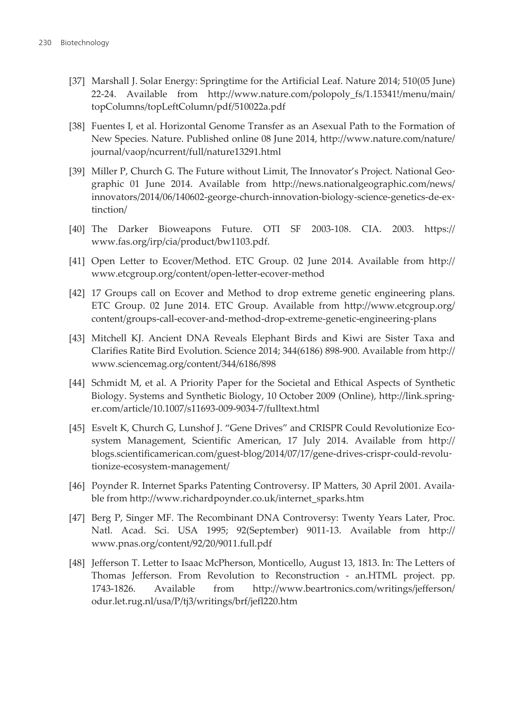[37] Marshall J. Solar Energy: Springtime for the Artificial Leaf. Nature 2014; 510(05 June) 22-24. Available from http://www.nature.com/polopoly_fs/1.15341!/menu/main/topColumns/topLeftColumn/pdf/510022a.pdf

[38] Fuentes I, et al. Horizontal Genome Transfer as an Asexual Path to the Formation of New Species. Nature. Published online 08 June 2014, http://www.nature.com/nature/journal/vaop/ncurrent/full/nature13291.html

[39] Miller P, Church G. The Future without Limit, The Innovator's Project. National Geographic 01 June 2014. Available from http://news.nationalgeographic.com/news/innovators/2014/06/140602-george-church-innovation-biology-science-genetics-de-extinction/

[40] The Darker Bioweapons Future. OTI SF 2003-108. CIA. 2003. https://www.fas.org/irp/cia/product/bw1103.pdf.

[41] Open Letter to Ecover/Method. ETC Group. 02 June 2014. Available from http://www.etcgroup.org/content/open-letter-ecover-method

[42] 17 Groups call on Ecover and Method to drop extreme genetic engineering plans. ETC Group. 02 June 2014. ETC Group. Available from http://www.etcgroup.org/content/groups-call-ecover-and-method-drop-extreme-genetic-engineering-plans

[43] Mitchell KJ. Ancient DNA Reveals Elephant Birds and Kiwi are Sister Taxa and Clarifies Ratite Bird Evolution. Science 2014; 344(6186) 898-900. Available from http://www.sciencemag.org/content/344/6186/898

[44] Schmidt M, et al. A Priority Paper for the Societal and Ethical Aspects of Synthetic Biology. Systems and Synthetic Biology, 10 October 2009 (Online), http://link.springer.com/article/10.1007/s11693-009-9034-7/fulltext.html

[45] Esvelt K, Church G, Lunshof J. "Gene Drives" and CRISPR Could Revolutionize Ecosystem Management, Scientific American, 17 July 2014. Available from http://blogs.scientificamerican.com/guest-blog/2014/07/17/gene-drives-crispr-could-revolutionize-ecosystem-management/

[46] Poynder R. Internet Sparks Patenting Controversy. IP Matters, 30 April 2001. Available from http://www.richardpoynder.co.uk/internet_sparks.htm

[47] Berg P, Singer MF. The Recombinant DNA Controversy: Twenty Years Later, Proc. Natl. Acad. Sci. USA 1995; 92(September) 9011-13. Available from http://www.pnas.org/content/92/20/9011.full.pdf

[48] Jefferson T. Letter to Isaac McPherson, Monticello, August 13, 1813. In: The Letters of Thomas Jefferson. From Revolution to Reconstruction - an.HTML project. pp. 1743-1826. Available from http://www.beartronics.com/writings/jefferson/odur.let.rug.nl/usa/P/tj3/writings/brf/jefl220.htm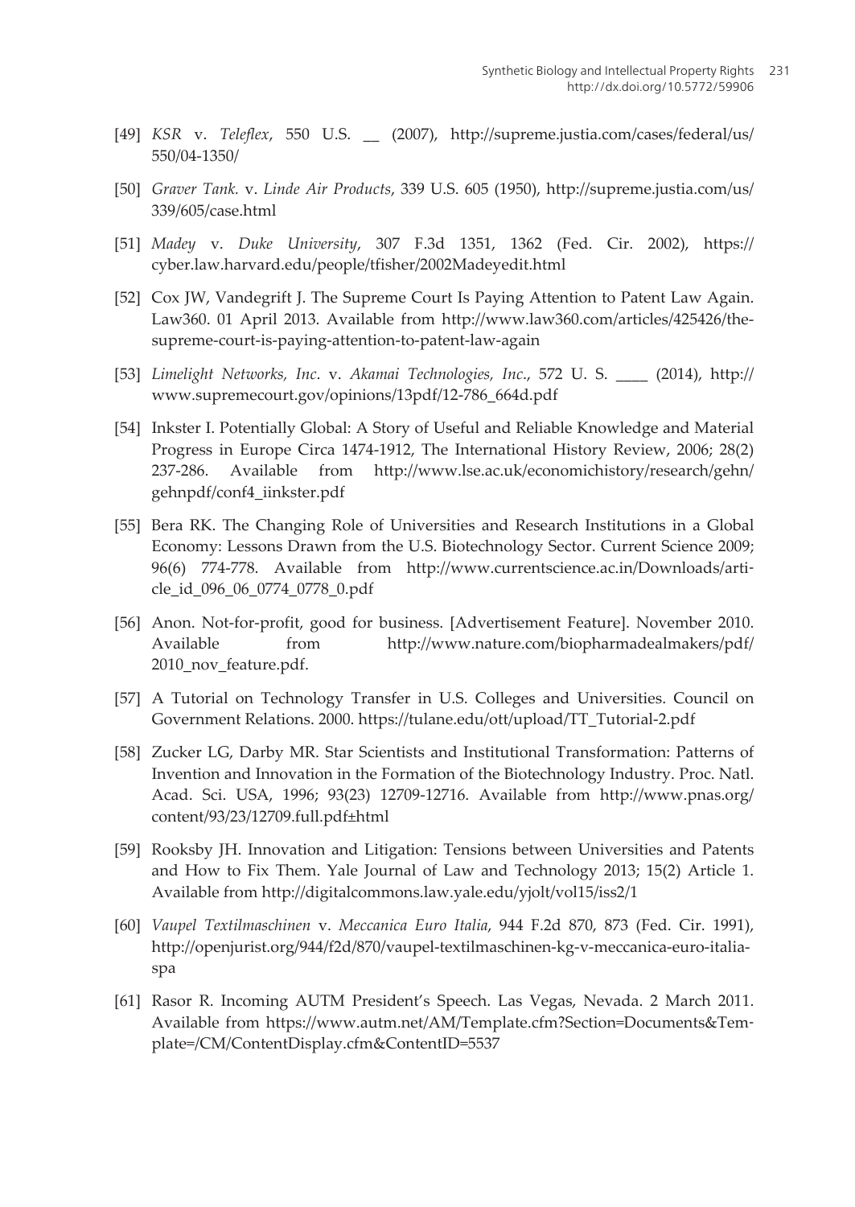[49] *KSR* v. *Teleflex*, 550 U.S. __ (2007), http://supreme.justia.com/cases/federal/us/550/04-1350/

[50] *Graver Tank.* v. *Linde Air Products*, 339 U.S. 605 (1950), http://supreme.justia.com/us/339/605/case.html

[51] *Madey* v. *Duke University*, 307 F.3d 1351, 1362 (Fed. Cir. 2002), https://cyber.law.harvard.edu/people/tfisher/2002Madeyedit.html

[52] Cox JW, Vandegrift J. The Supreme Court Is Paying Attention to Patent Law Again. Law360. 01 April 2013. Available from http://www.law360.com/articles/425426/the-supreme-court-is-paying-attention-to-patent-law-again

[53] *Limelight Networks, Inc.* v. *Akamai Technologies, Inc.*, 572 U. S. ____ (2014), http://www.supremecourt.gov/opinions/13pdf/12-786_664d.pdf

[54] Inkster I. Potentially Global: A Story of Useful and Reliable Knowledge and Material Progress in Europe Circa 1474-1912, The International History Review, 2006; 28(2) 237-286. Available from http://www.lse.ac.uk/economichistory/research/gehn/gehnpdf/conf4_iinkster.pdf

[55] Bera RK. The Changing Role of Universities and Research Institutions in a Global Economy: Lessons Drawn from the U.S. Biotechnology Sector. Current Science 2009; 96(6) 774-778. Available from http://www.currentscience.ac.in/Downloads/article_id_096_06_0774_0778_0.pdf

[56] Anon. Not-for-profit, good for business. [Advertisement Feature]. November 2010. Available from http://www.nature.com/biopharmadealmakers/pdf/2010_nov_feature.pdf.

[57] A Tutorial on Technology Transfer in U.S. Colleges and Universities. Council on Government Relations. 2000. https://tulane.edu/ott/upload/TT_Tutorial-2.pdf

[58] Zucker LG, Darby MR. Star Scientists and Institutional Transformation: Patterns of Invention and Innovation in the Formation of the Biotechnology Industry. Proc. Natl. Acad. Sci. USA, 1996; 93(23) 12709-12716. Available from http://www.pnas.org/content/93/23/12709.full.pdf±html

[59] Rooksby JH. Innovation and Litigation: Tensions between Universities and Patents and How to Fix Them. Yale Journal of Law and Technology 2013; 15(2) Article 1. Available from http://digitalcommons.law.yale.edu/yjolt/vol15/iss2/1

[60] *Vaupel Textilmaschinen* v. *Meccanica Euro Italia*, 944 F.2d 870, 873 (Fed. Cir. 1991), http://openjurist.org/944/f2d/870/vaupel-textilmaschinen-kg-v-meccanica-euro-italia-spa

[61] Rasor R. Incoming AUTM President's Speech. Las Vegas, Nevada. 2 March 2011. Available from https://www.autm.net/AM/Template.cfm?Section=Documents&Template=/CM/ContentDisplay.cfm&ContentID=5537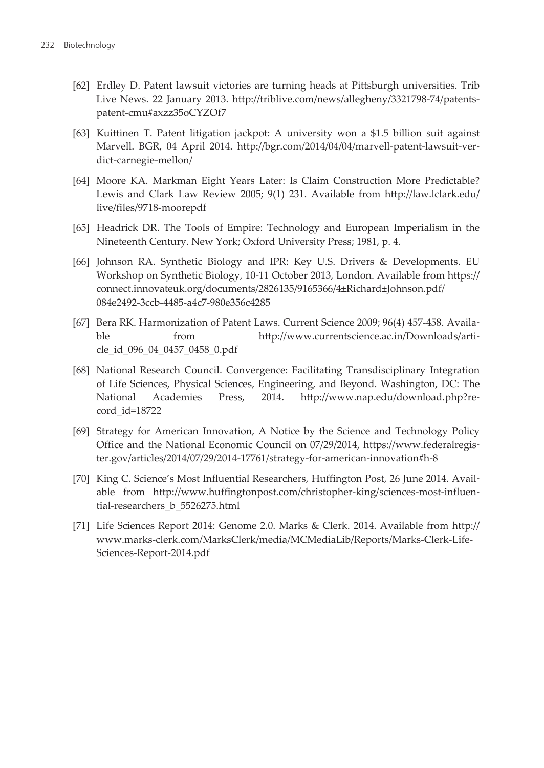[62] Erdley D. Patent lawsuit victories are turning heads at Pittsburgh universities. Trib Live News. 22 January 2013. http://triblive.com/news/allegheny/3321798-74/patents-patent-cmu#axzz35oCYZOf7

[63] Kuittinen T. Patent litigation jackpot: A university won a $1.5 billion suit against Marvell. BGR, 04 April 2014. http://bgr.com/2014/04/04/marvell-patent-lawsuit-verdict-carnegie-mellon/

[64] Moore KA. Markman Eight Years Later: Is Claim Construction More Predictable? Lewis and Clark Law Review 2005; 9(1) 231. Available from http://law.lclark.edu/live/files/9718-moorepdf

[65] Headrick DR. The Tools of Empire: Technology and European Imperialism in the Nineteenth Century. New York; Oxford University Press; 1981, p. 4.

[66] Johnson RA. Synthetic Biology and IPR: Key U.S. Drivers & Developments. EU Workshop on Synthetic Biology, 10-11 October 2013, London. Available from https://connect.innovateuk.org/documents/2826135/9165366/4±Richard±Johnson.pdf/084e2492-3ccb-4485-a4c7-980e356c4285

[67] Bera RK. Harmonization of Patent Laws. Current Science 2009; 96(4) 457-458. Available from http://www.currentscience.ac.in/Downloads/article_id_096_04_0457_0458_0.pdf

[68] National Research Council. Convergence: Facilitating Transdisciplinary Integration of Life Sciences, Physical Sciences, Engineering, and Beyond. Washington, DC: The National Academies Press, 2014. http://www.nap.edu/download.php?record_id=18722

[69] Strategy for American Innovation, A Notice by the Science and Technology Policy Office and the National Economic Council on 07/29/2014, https://www.federalregister.gov/articles/2014/07/29/2014-17761/strategy-for-american-innovation#h-8

[70] King C. Science's Most Influential Researchers, Huffington Post, 26 June 2014. Available from http://www.huffingtonpost.com/christopher-king/sciences-most-influential-researchers_b_5526275.html

[71] Life Sciences Report 2014: Genome 2.0. Marks & Clerk. 2014. Available from http://www.marks-clerk.com/MarksClerk/media/MCMediaLib/Reports/Marks-Clerk-Life-Sciences-Report-2014.pdf